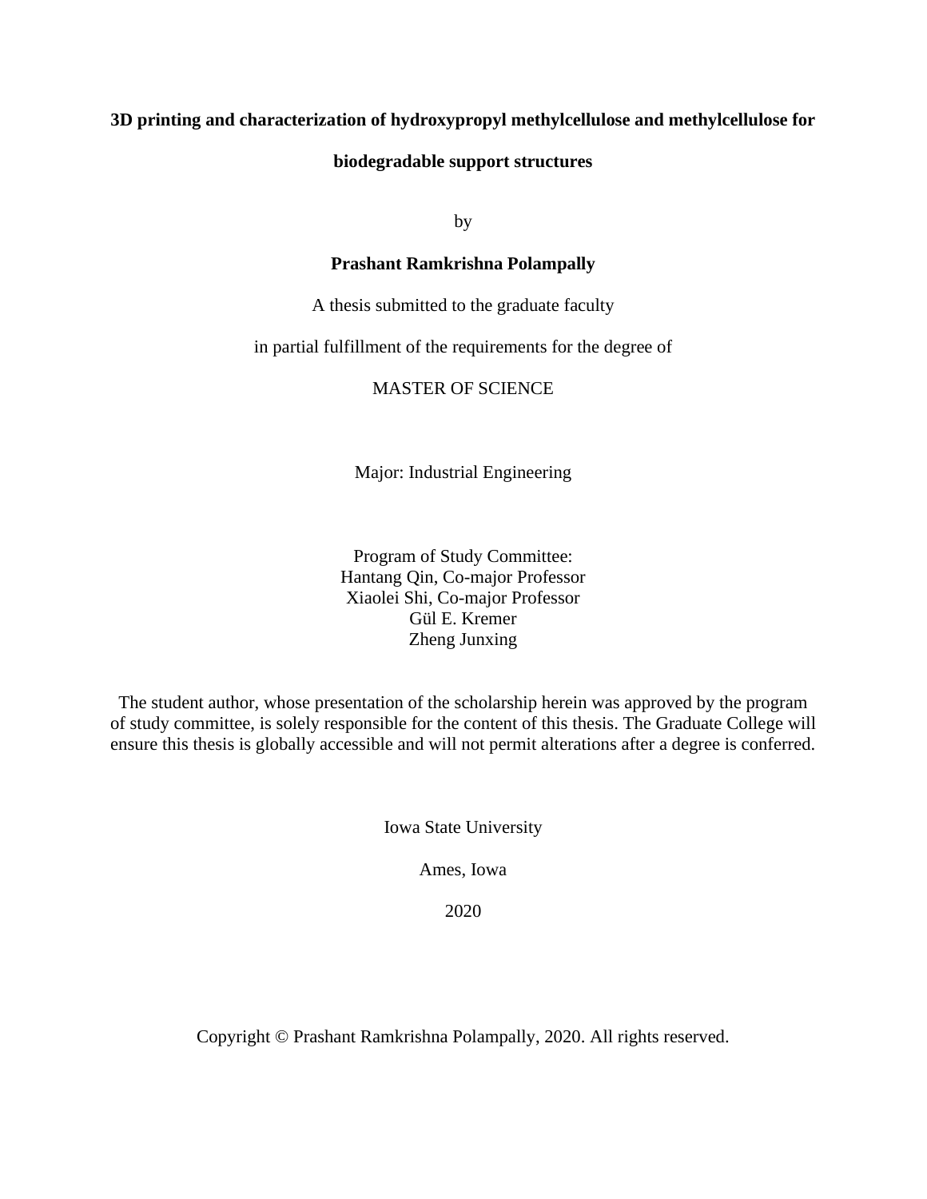# 3D printing and characterization of hydroxypropyl methylcellulose and methylcellulose for biodegradable support structures

by

**Prashant Ramkrishna Polampally**

A thesis submitted to the graduate faculty

in partial fulfillment of the requirements for the degree of

MASTER OF SCIENCE

Major: Industrial Engineering

Program of Study Committee:
Hantang Qin, Co-major Professor
Xiaolei Shi, Co-major Professor
Gül E. Kremer
Zheng Junxing

The student author, whose presentation of the scholarship herein was approved by the program of study committee, is solely responsible for the content of this thesis. The Graduate College will ensure this thesis is globally accessible and will not permit alterations after a degree is conferred.

Iowa State University

Ames, Iowa

2020

Copyright © Prashant Ramkrishna Polampally, 2020. All rights reserved.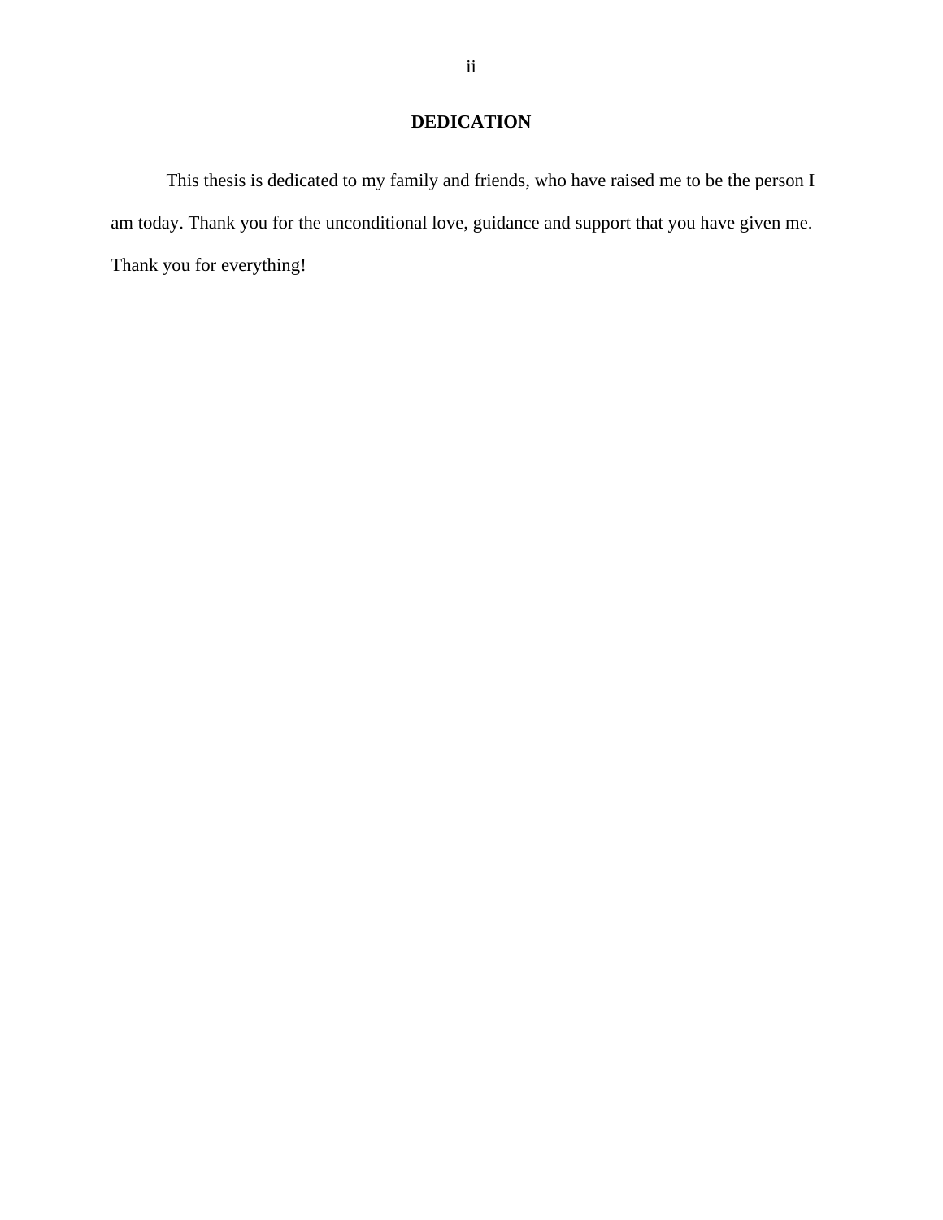# DEDICATION

This thesis is dedicated to my family and friends, who have raised me to be the person I am today. Thank you for the unconditional love, guidance and support that you have given me. Thank you for everything!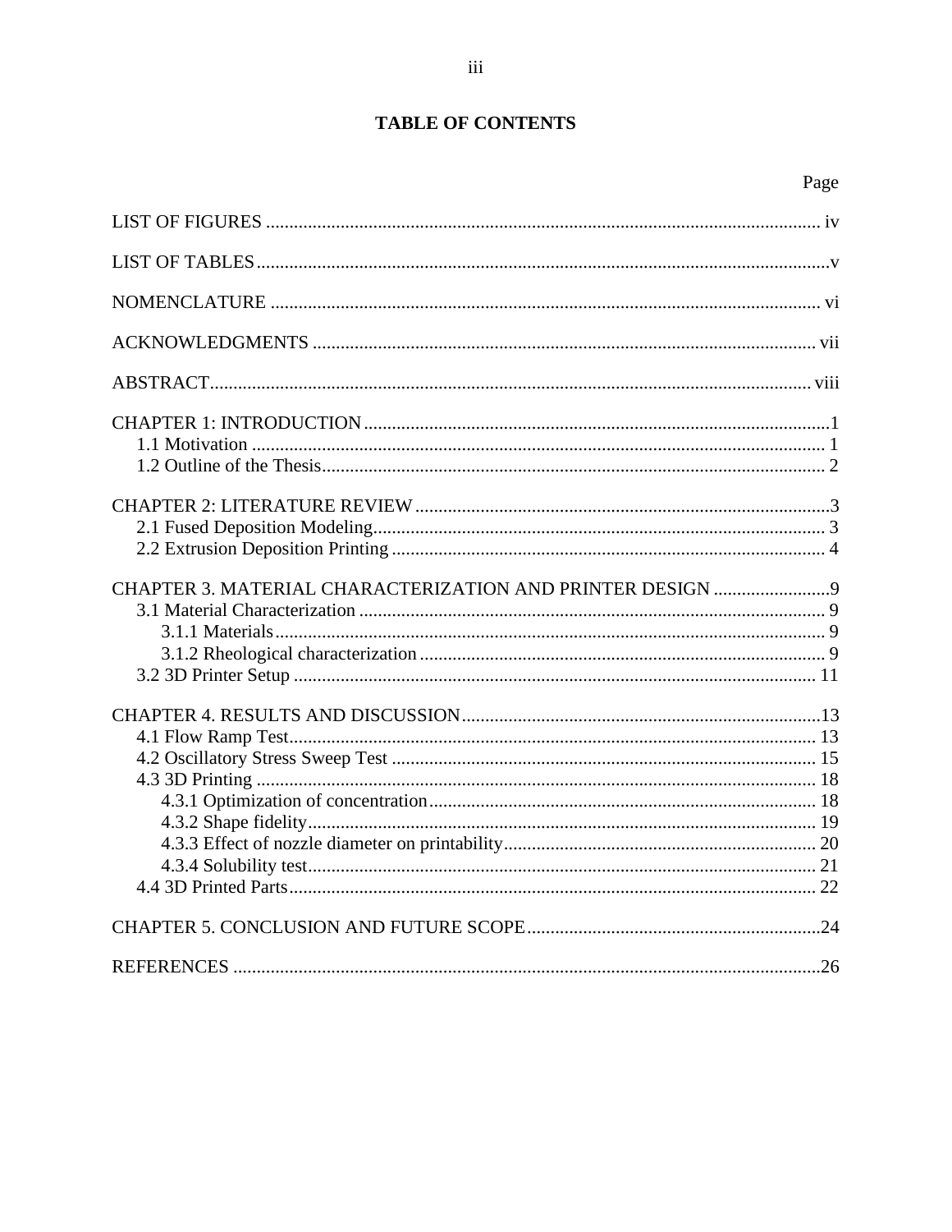# TABLE OF CONTENTS

| | Page |
|---|---|
| LIST OF FIGURES | iv |
| LIST OF TABLES | v |
| NOMENCLATURE | vi |
| ACKNOWLEDGMENTS | vii |
| ABSTRACT | viii |
| CHAPTER 1: INTRODUCTION | 1 |
| 1.1 Motivation | 1 |
| 1.2 Outline of the Thesis | 2 |
| CHAPTER 2: LITERATURE REVIEW | 3 |
| 2.1 Fused Deposition Modeling | 3 |
| 2.2 Extrusion Deposition Printing | 4 |
| CHAPTER 3. MATERIAL CHARACTERIZATION AND PRINTER DESIGN | 9 |
| 3.1 Material Characterization | 9 |
| 3.1.1 Materials | 9 |
| 3.1.2 Rheological characterization | 9 |
| 3.2 3D Printer Setup | 11 |
| CHAPTER 4. RESULTS AND DISCUSSION | 13 |
| 4.1 Flow Ramp Test | 13 |
| 4.2 Oscillatory Stress Sweep Test | 15 |
| 4.3 3D Printing | 18 |
| 4.3.1 Optimization of concentration | 18 |
| 4.3.2 Shape fidelity | 19 |
| 4.3.3 Effect of nozzle diameter on printability | 20 |
| 4.3.4 Solubility test | 21 |
| 4.4 3D Printed Parts | 22 |
| CHAPTER 5. CONCLUSION AND FUTURE SCOPE | 24 |
| REFERENCES | 26 |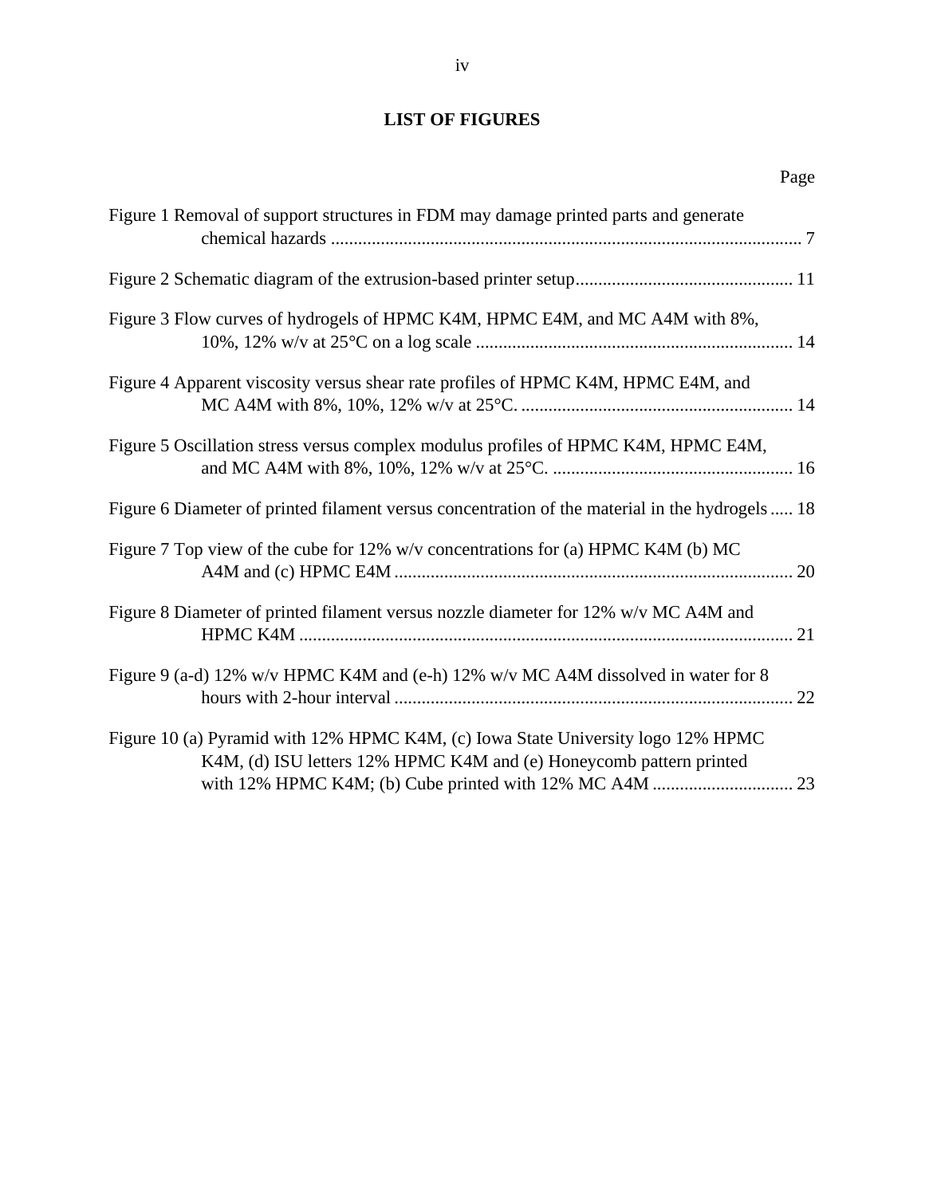## LIST OF FIGURES

| | Page |
|---|---|
| Figure 1 Removal of support structures in FDM may damage printed parts and generate chemical hazards | 7 |
| Figure 2 Schematic diagram of the extrusion-based printer setup | 11 |
| Figure 3 Flow curves of hydrogels of HPMC K4M, HPMC E4M, and MC A4M with 8%, 10%, 12% w/v at 25°C on a log scale | 14 |
| Figure 4 Apparent viscosity versus shear rate profiles of HPMC K4M, HPMC E4M, and MC A4M with 8%, 10%, 12% w/v at 25°C. | 14 |
| Figure 5 Oscillation stress versus complex modulus profiles of HPMC K4M, HPMC E4M, and MC A4M with 8%, 10%, 12% w/v at 25°C. | 16 |
| Figure 6 Diameter of printed filament versus concentration of the material in the hydrogels | 18 |
| Figure 7 Top view of the cube for 12% w/v concentrations for (a) HPMC K4M (b) MC A4M and (c) HPMC E4M | 20 |
| Figure 8 Diameter of printed filament versus nozzle diameter for 12% w/v MC A4M and HPMC K4M | 21 |
| Figure 9 (a-d) 12% w/v HPMC K4M and (e-h) 12% w/v MC A4M dissolved in water for 8 hours with 2-hour interval | 22 |
| Figure 10 (a) Pyramid with 12% HPMC K4M, (c) Iowa State University logo 12% HPMC K4M, (d) ISU letters 12% HPMC K4M and (e) Honeycomb pattern printed with 12% HPMC K4M; (b) Cube printed with 12% MC A4M | 23 |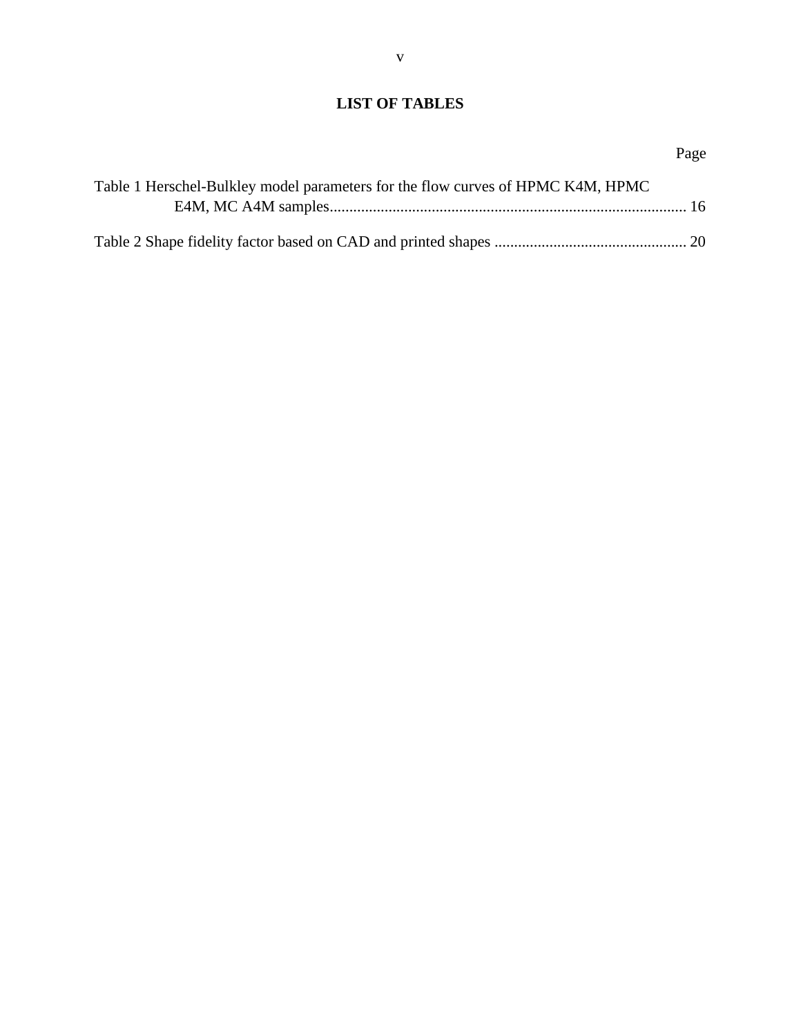# LIST OF TABLES

Page

Table 1 Herschel-Bulkley model parameters for the flow curves of HPMC K4M, HPMC E4M, MC A4M samples........................................................................................... 16

Table 2 Shape fidelity factor based on CAD and printed shapes ................................................. 20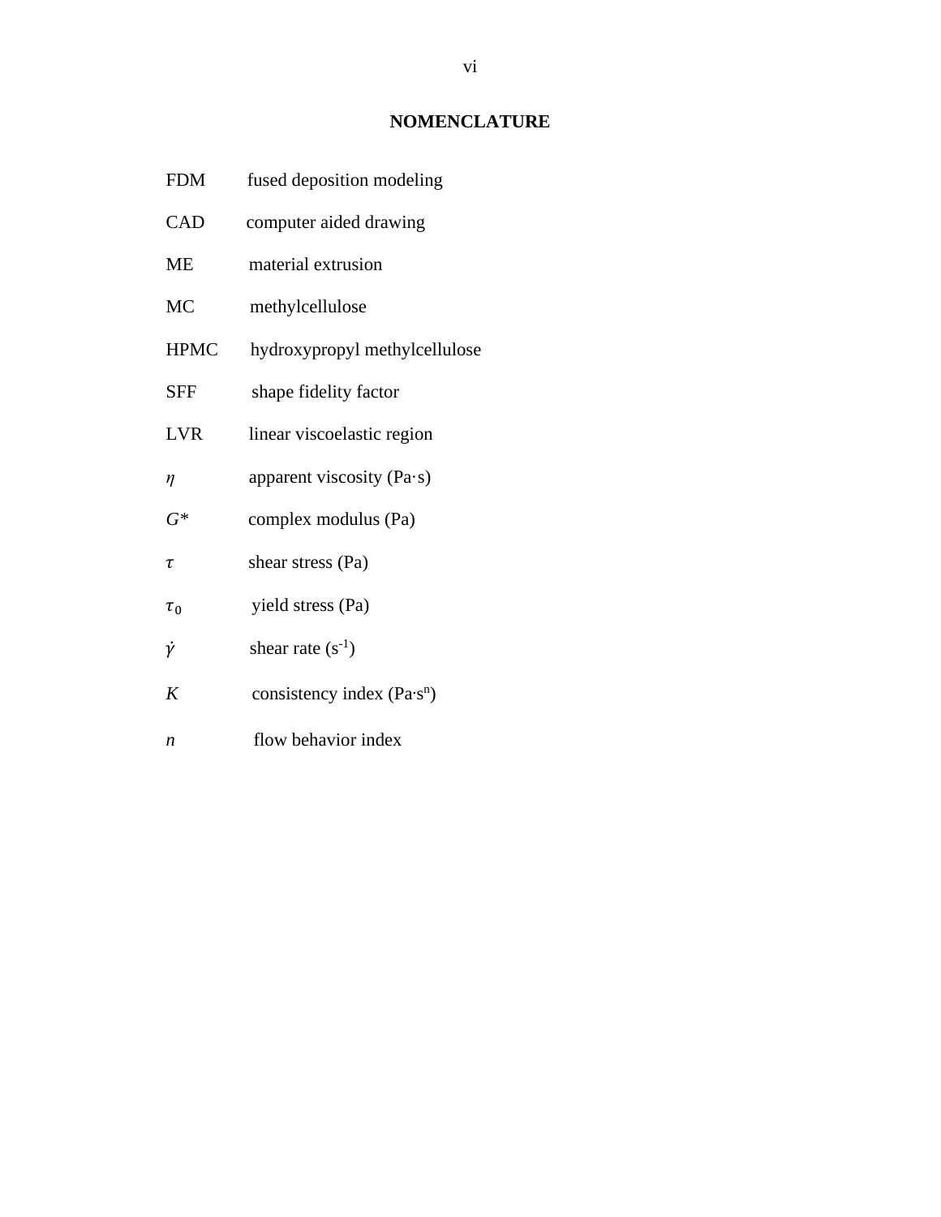# NOMENCLATURE

| | |
|---|---|
| FDM | fused deposition modeling |
| CAD | computer aided drawing |
| ME | material extrusion |
| MC | methylcellulose |
| HPMC | hydroxypropyl methylcellulose |
| SFF | shape fidelity factor |
| LVR | linear viscoelastic region |
| $\eta$ | apparent viscosity (Pa·s) |
| $G^*$ | complex modulus (Pa) |
| $\tau$ | shear stress (Pa) |
| $\tau_0$ | yield stress (Pa) |
| $\dot{\gamma}$ | shear rate ($s^{-1}$) |
| $K$ | consistency index ($Pa{\cdot}s^n$) |
| $n$ | flow behavior index |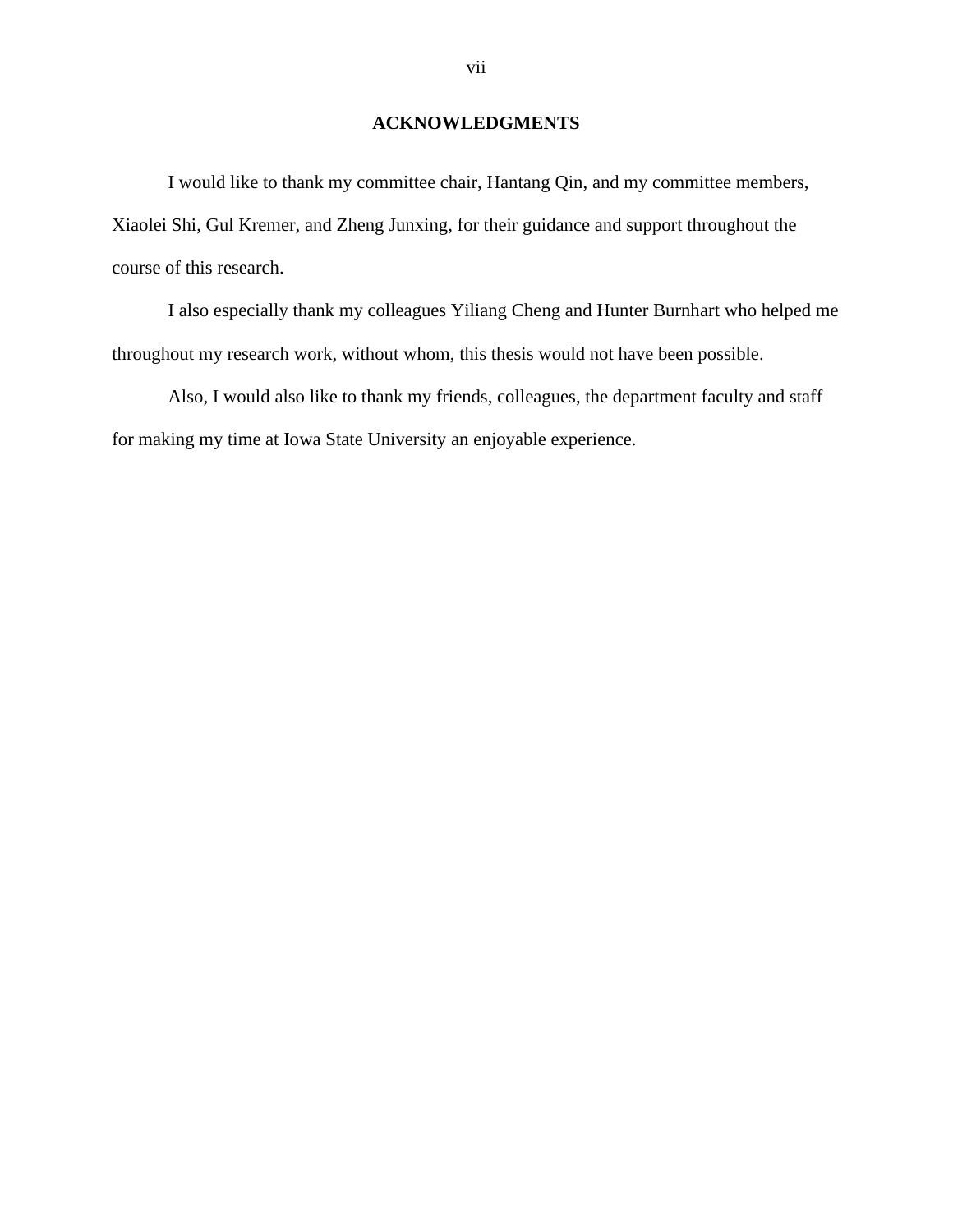# ACKNOWLEDGMENTS

I would like to thank my committee chair, Hantang Qin, and my committee members, Xiaolei Shi, Gul Kremer, and Zheng Junxing, for their guidance and support throughout the course of this research.

I also especially thank my colleagues Yiliang Cheng and Hunter Burnhart who helped me throughout my research work, without whom, this thesis would not have been possible.

Also, I would also like to thank my friends, colleagues, the department faculty and staff for making my time at Iowa State University an enjoyable experience.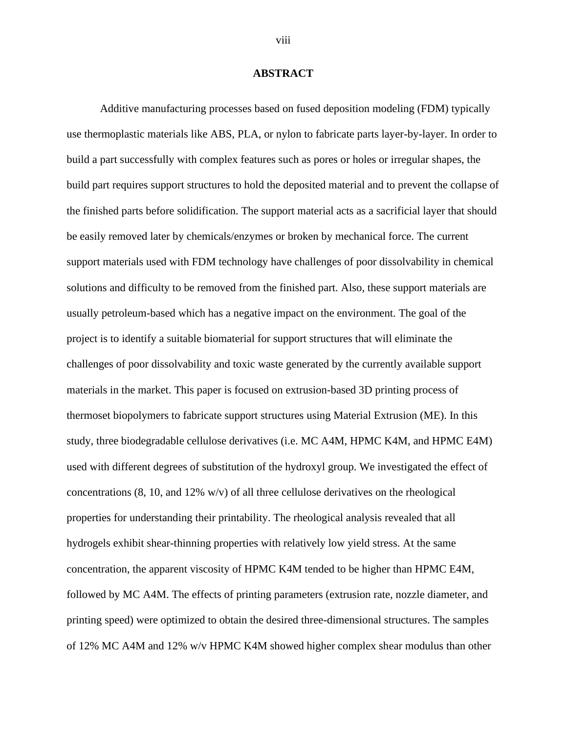# ABSTRACT

Additive manufacturing processes based on fused deposition modeling (FDM) typically use thermoplastic materials like ABS, PLA, or nylon to fabricate parts layer-by-layer. In order to build a part successfully with complex features such as pores or holes or irregular shapes, the build part requires support structures to hold the deposited material and to prevent the collapse of the finished parts before solidification. The support material acts as a sacrificial layer that should be easily removed later by chemicals/enzymes or broken by mechanical force. The current support materials used with FDM technology have challenges of poor dissolvability in chemical solutions and difficulty to be removed from the finished part. Also, these support materials are usually petroleum-based which has a negative impact on the environment. The goal of the project is to identify a suitable biomaterial for support structures that will eliminate the challenges of poor dissolvability and toxic waste generated by the currently available support materials in the market. This paper is focused on extrusion-based 3D printing process of thermoset biopolymers to fabricate support structures using Material Extrusion (ME). In this study, three biodegradable cellulose derivatives (i.e. MC A4M, HPMC K4M, and HPMC E4M) used with different degrees of substitution of the hydroxyl group. We investigated the effect of concentrations (8, 10, and 12% w/v) of all three cellulose derivatives on the rheological properties for understanding their printability. The rheological analysis revealed that all hydrogels exhibit shear-thinning properties with relatively low yield stress. At the same concentration, the apparent viscosity of HPMC K4M tended to be higher than HPMC E4M, followed by MC A4M. The effects of printing parameters (extrusion rate, nozzle diameter, and printing speed) were optimized to obtain the desired three-dimensional structures. The samples of 12% MC A4M and 12% w/v HPMC K4M showed higher complex shear modulus than other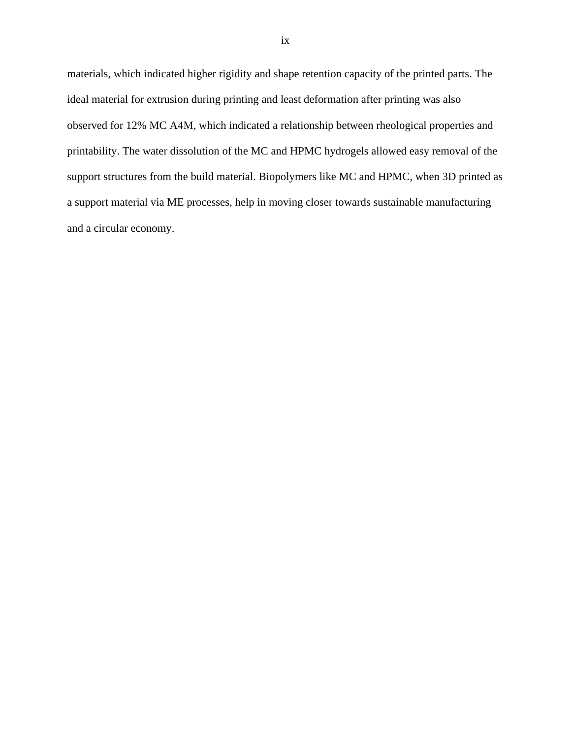materials, which indicated higher rigidity and shape retention capacity of the printed parts. The ideal material for extrusion during printing and least deformation after printing was also observed for 12% MC A4M, which indicated a relationship between rheological properties and printability. The water dissolution of the MC and HPMC hydrogels allowed easy removal of the support structures from the build material. Biopolymers like MC and HPMC, when 3D printed as a support material via ME processes, help in moving closer towards sustainable manufacturing and a circular economy.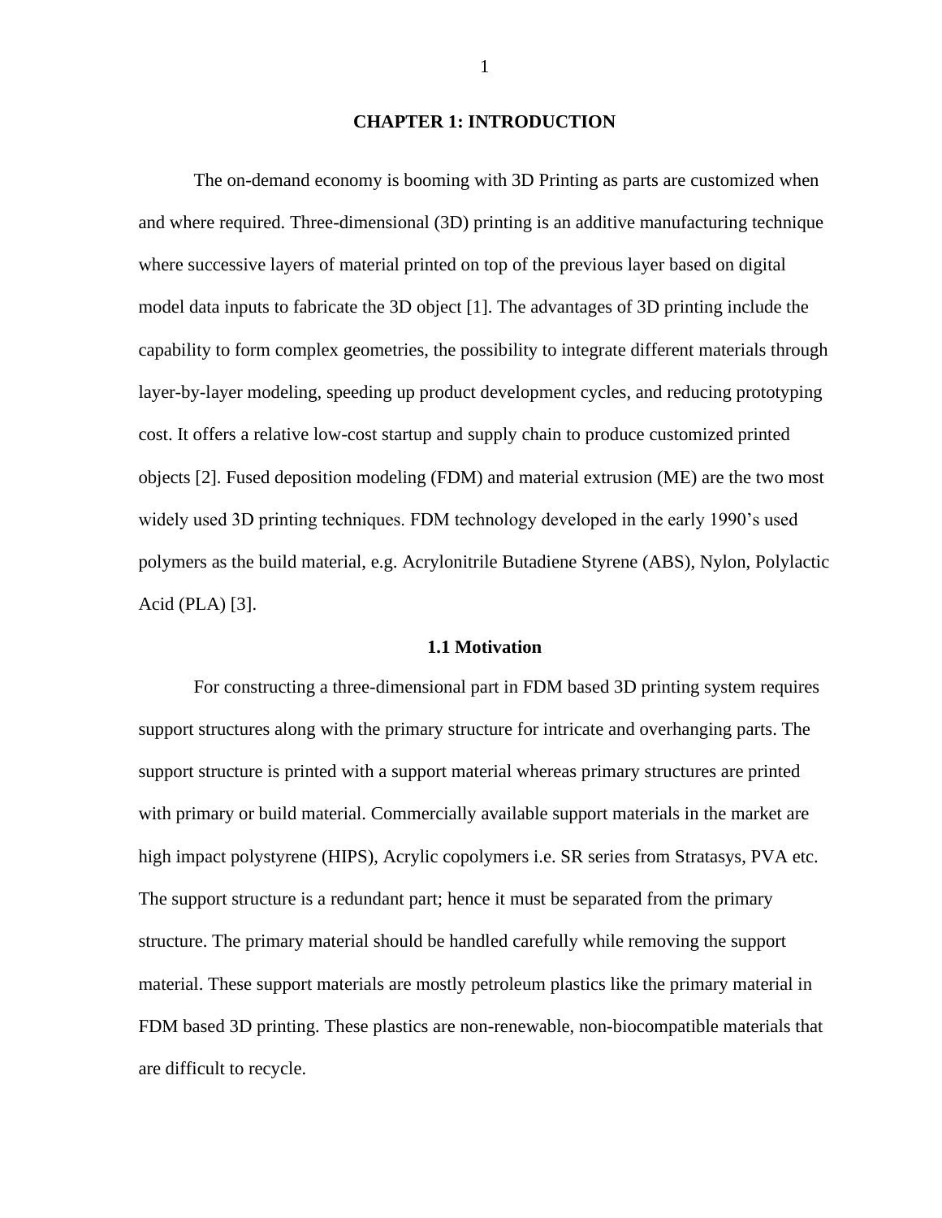# CHAPTER 1: INTRODUCTION

The on-demand economy is booming with 3D Printing as parts are customized when and where required. Three-dimensional (3D) printing is an additive manufacturing technique where successive layers of material printed on top of the previous layer based on digital model data inputs to fabricate the 3D object [1]. The advantages of 3D printing include the capability to form complex geometries, the possibility to integrate different materials through layer-by-layer modeling, speeding up product development cycles, and reducing prototyping cost. It offers a relative low-cost startup and supply chain to produce customized printed objects [2]. Fused deposition modeling (FDM) and material extrusion (ME) are the two most widely used 3D printing techniques. FDM technology developed in the early 1990's used polymers as the build material, e.g. Acrylonitrile Butadiene Styrene (ABS), Nylon, Polylactic Acid (PLA) [3].

## 1.1 Motivation

For constructing a three-dimensional part in FDM based 3D printing system requires support structures along with the primary structure for intricate and overhanging parts. The support structure is printed with a support material whereas primary structures are printed with primary or build material. Commercially available support materials in the market are high impact polystyrene (HIPS), Acrylic copolymers i.e. SR series from Stratasys, PVA etc. The support structure is a redundant part; hence it must be separated from the primary structure. The primary material should be handled carefully while removing the support material. These support materials are mostly petroleum plastics like the primary material in FDM based 3D printing. These plastics are non-renewable, non-biocompatible materials that are difficult to recycle.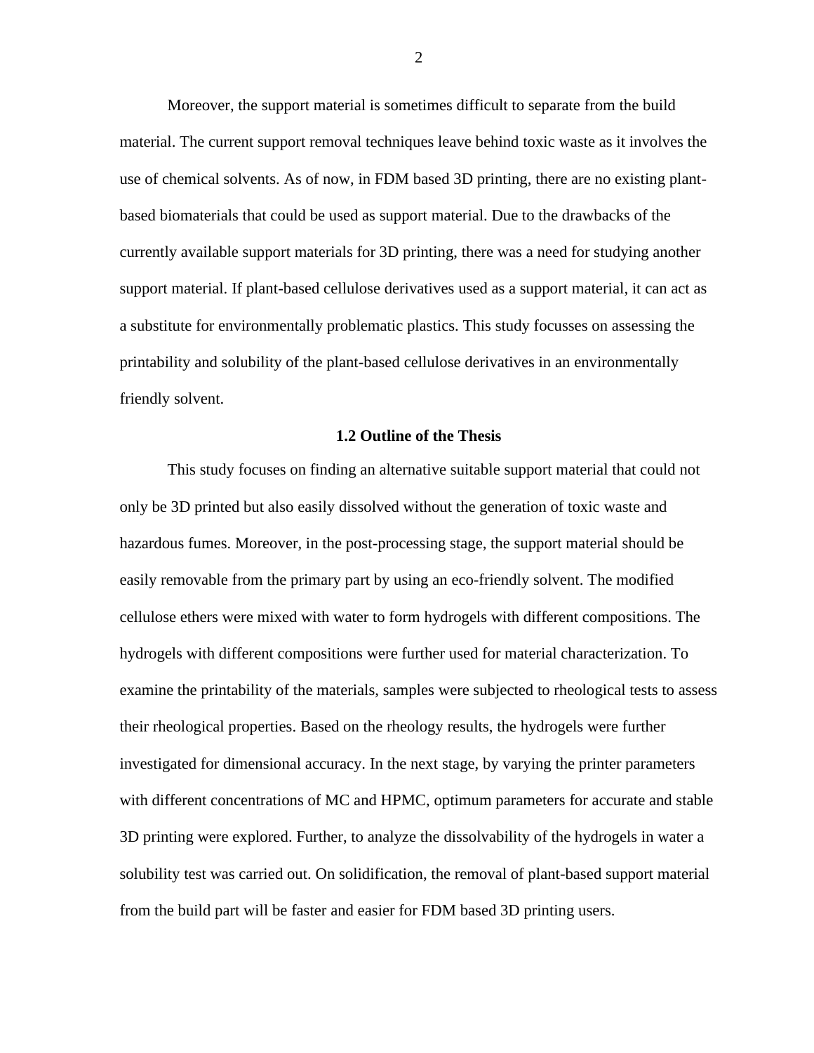Moreover, the support material is sometimes difficult to separate from the build material. The current support removal techniques leave behind toxic waste as it involves the use of chemical solvents. As of now, in FDM based 3D printing, there are no existing plant-based biomaterials that could be used as support material. Due to the drawbacks of the currently available support materials for 3D printing, there was a need for studying another support material. If plant-based cellulose derivatives used as a support material, it can act as a substitute for environmentally problematic plastics. This study focusses on assessing the printability and solubility of the plant-based cellulose derivatives in an environmentally friendly solvent.

## 1.2 Outline of the Thesis

This study focuses on finding an alternative suitable support material that could not only be 3D printed but also easily dissolved without the generation of toxic waste and hazardous fumes. Moreover, in the post-processing stage, the support material should be easily removable from the primary part by using an eco-friendly solvent. The modified cellulose ethers were mixed with water to form hydrogels with different compositions. The hydrogels with different compositions were further used for material characterization. To examine the printability of the materials, samples were subjected to rheological tests to assess their rheological properties. Based on the rheology results, the hydrogels were further investigated for dimensional accuracy. In the next stage, by varying the printer parameters with different concentrations of MC and HPMC, optimum parameters for accurate and stable 3D printing were explored. Further, to analyze the dissolvability of the hydrogels in water a solubility test was carried out. On solidification, the removal of plant-based support material from the build part will be faster and easier for FDM based 3D printing users.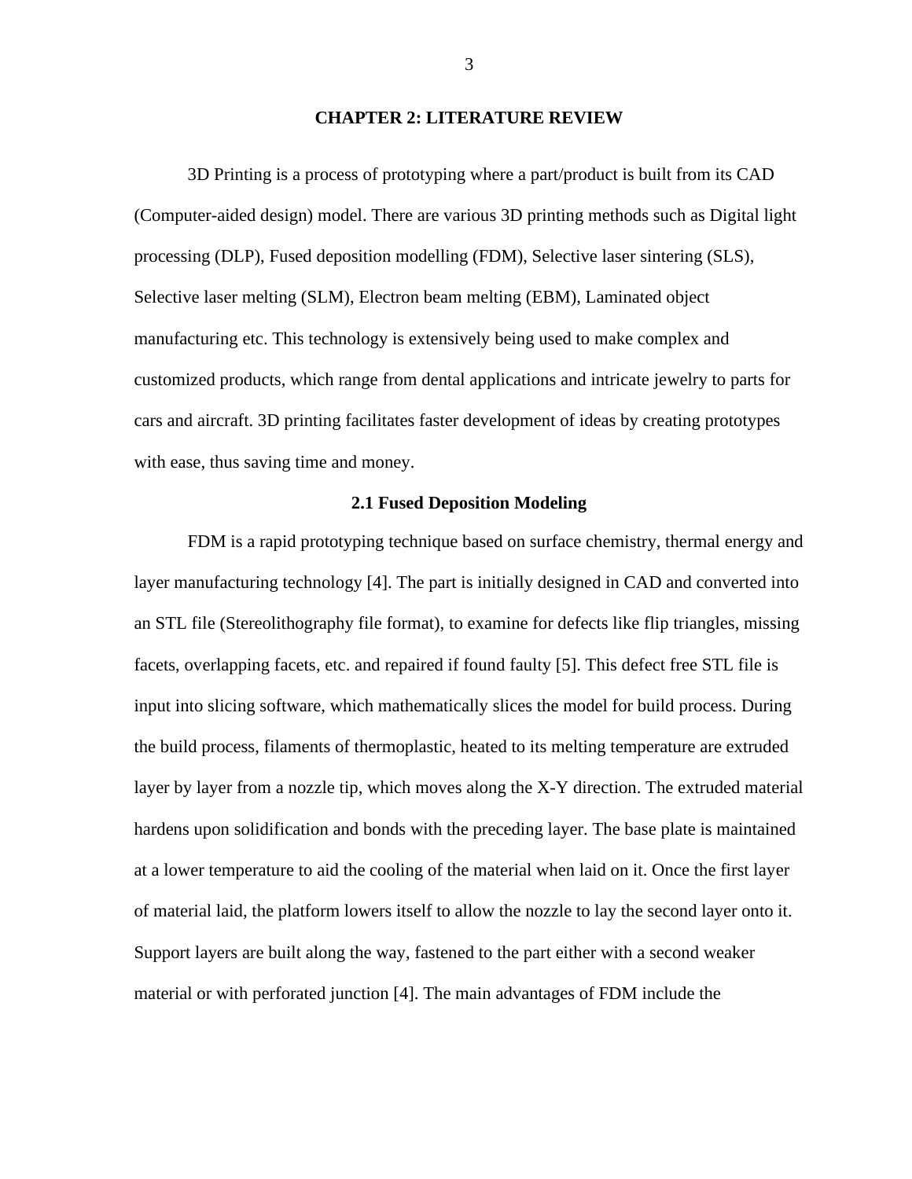# CHAPTER 2: LITERATURE REVIEW

3D Printing is a process of prototyping where a part/product is built from its CAD (Computer-aided design) model. There are various 3D printing methods such as Digital light processing (DLP), Fused deposition modelling (FDM), Selective laser sintering (SLS), Selective laser melting (SLM), Electron beam melting (EBM), Laminated object manufacturing etc. This technology is extensively being used to make complex and customized products, which range from dental applications and intricate jewelry to parts for cars and aircraft. 3D printing facilitates faster development of ideas by creating prototypes with ease, thus saving time and money.

## 2.1 Fused Deposition Modeling

FDM is a rapid prototyping technique based on surface chemistry, thermal energy and layer manufacturing technology [4]. The part is initially designed in CAD and converted into an STL file (Stereolithography file format), to examine for defects like flip triangles, missing facets, overlapping facets, etc. and repaired if found faulty [5]. This defect free STL file is input into slicing software, which mathematically slices the model for build process. During the build process, filaments of thermoplastic, heated to its melting temperature are extruded layer by layer from a nozzle tip, which moves along the X-Y direction. The extruded material hardens upon solidification and bonds with the preceding layer. The base plate is maintained at a lower temperature to aid the cooling of the material when laid on it. Once the first layer of material laid, the platform lowers itself to allow the nozzle to lay the second layer onto it. Support layers are built along the way, fastened to the part either with a second weaker material or with perforated junction [4]. The main advantages of FDM include the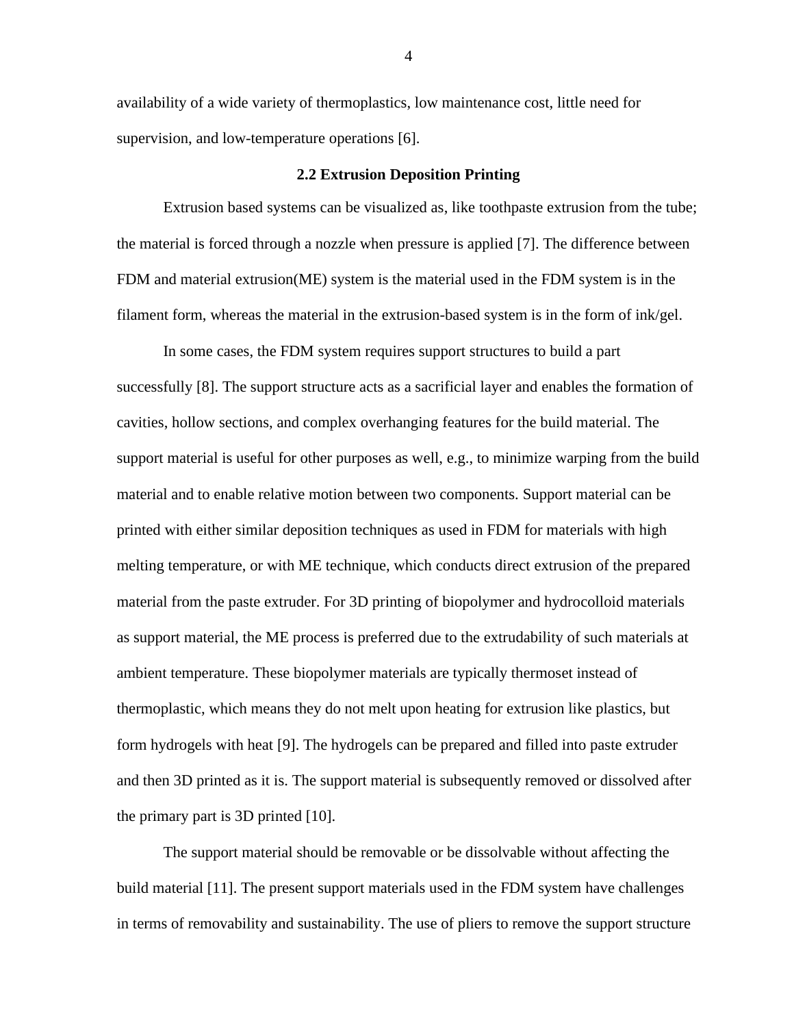availability of a wide variety of thermoplastics, low maintenance cost, little need for supervision, and low-temperature operations [6].

## 2.2 Extrusion Deposition Printing

Extrusion based systems can be visualized as, like toothpaste extrusion from the tube; the material is forced through a nozzle when pressure is applied [7]. The difference between FDM and material extrusion(ME) system is the material used in the FDM system is in the filament form, whereas the material in the extrusion-based system is in the form of ink/gel.

In some cases, the FDM system requires support structures to build a part successfully [8]. The support structure acts as a sacrificial layer and enables the formation of cavities, hollow sections, and complex overhanging features for the build material. The support material is useful for other purposes as well, e.g., to minimize warping from the build material and to enable relative motion between two components. Support material can be printed with either similar deposition techniques as used in FDM for materials with high melting temperature, or with ME technique, which conducts direct extrusion of the prepared material from the paste extruder. For 3D printing of biopolymer and hydrocolloid materials as support material, the ME process is preferred due to the extrudability of such materials at ambient temperature. These biopolymer materials are typically thermoset instead of thermoplastic, which means they do not melt upon heating for extrusion like plastics, but form hydrogels with heat [9]. The hydrogels can be prepared and filled into paste extruder and then 3D printed as it is. The support material is subsequently removed or dissolved after the primary part is 3D printed [10].

The support material should be removable or be dissolvable without affecting the build material [11]. The present support materials used in the FDM system have challenges in terms of removability and sustainability. The use of pliers to remove the support structure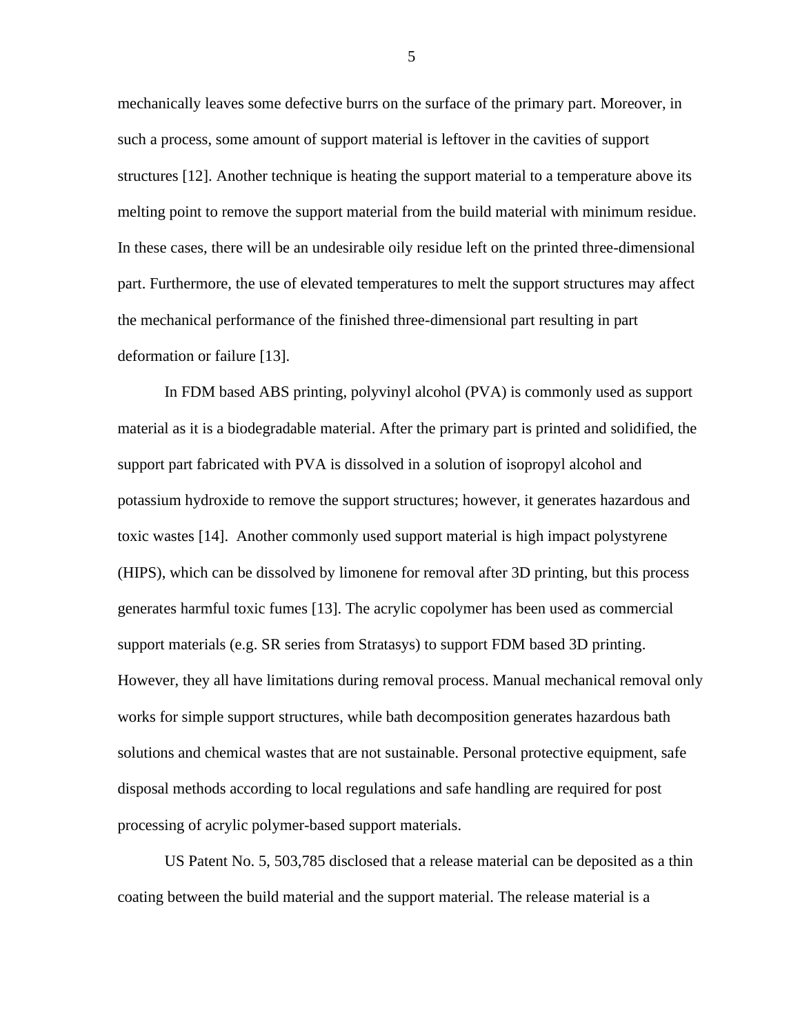mechanically leaves some defective burrs on the surface of the primary part. Moreover, in such a process, some amount of support material is leftover in the cavities of support structures [12]. Another technique is heating the support material to a temperature above its melting point to remove the support material from the build material with minimum residue. In these cases, there will be an undesirable oily residue left on the printed three-dimensional part. Furthermore, the use of elevated temperatures to melt the support structures may affect the mechanical performance of the finished three-dimensional part resulting in part deformation or failure [13].

In FDM based ABS printing, polyvinyl alcohol (PVA) is commonly used as support material as it is a biodegradable material. After the primary part is printed and solidified, the support part fabricated with PVA is dissolved in a solution of isopropyl alcohol and potassium hydroxide to remove the support structures; however, it generates hazardous and toxic wastes [14]. Another commonly used support material is high impact polystyrene (HIPS), which can be dissolved by limonene for removal after 3D printing, but this process generates harmful toxic fumes [13]. The acrylic copolymer has been used as commercial support materials (e.g. SR series from Stratasys) to support FDM based 3D printing. However, they all have limitations during removal process. Manual mechanical removal only works for simple support structures, while bath decomposition generates hazardous bath solutions and chemical wastes that are not sustainable. Personal protective equipment, safe disposal methods according to local regulations and safe handling are required for post processing of acrylic polymer-based support materials.

US Patent No. 5, 503,785 disclosed that a release material can be deposited as a thin coating between the build material and the support material. The release material is a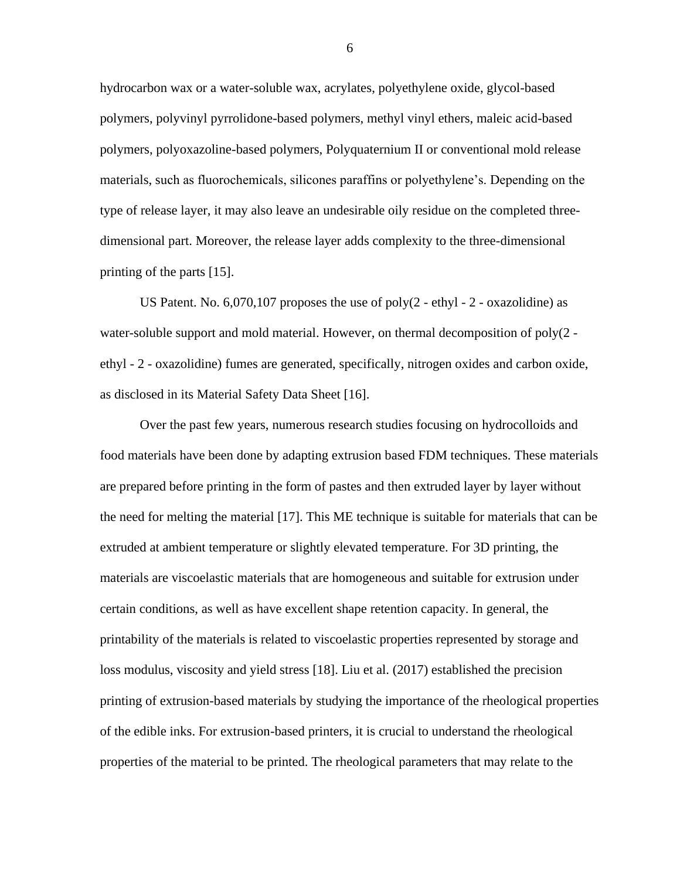hydrocarbon wax or a water-soluble wax, acrylates, polyethylene oxide, glycol-based polymers, polyvinyl pyrrolidone-based polymers, methyl vinyl ethers, maleic acid-based polymers, polyoxazoline-based polymers, Polyquaternium II or conventional mold release materials, such as fluorochemicals, silicones paraffins or polyethylene's. Depending on the type of release layer, it may also leave an undesirable oily residue on the completed three-dimensional part. Moreover, the release layer adds complexity to the three-dimensional printing of the parts [15].

US Patent. No. 6,070,107 proposes the use of poly(2 - ethyl - 2 - oxazolidine) as water-soluble support and mold material. However, on thermal decomposition of poly(2 - ethyl - 2 - oxazolidine) fumes are generated, specifically, nitrogen oxides and carbon oxide, as disclosed in its Material Safety Data Sheet [16].

Over the past few years, numerous research studies focusing on hydrocolloids and food materials have been done by adapting extrusion based FDM techniques. These materials are prepared before printing in the form of pastes and then extruded layer by layer without the need for melting the material [17]. This ME technique is suitable for materials that can be extruded at ambient temperature or slightly elevated temperature. For 3D printing, the materials are viscoelastic materials that are homogeneous and suitable for extrusion under certain conditions, as well as have excellent shape retention capacity. In general, the printability of the materials is related to viscoelastic properties represented by storage and loss modulus, viscosity and yield stress [18]. Liu et al. (2017) established the precision printing of extrusion-based materials by studying the importance of the rheological properties of the edible inks. For extrusion-based printers, it is crucial to understand the rheological properties of the material to be printed. The rheological parameters that may relate to the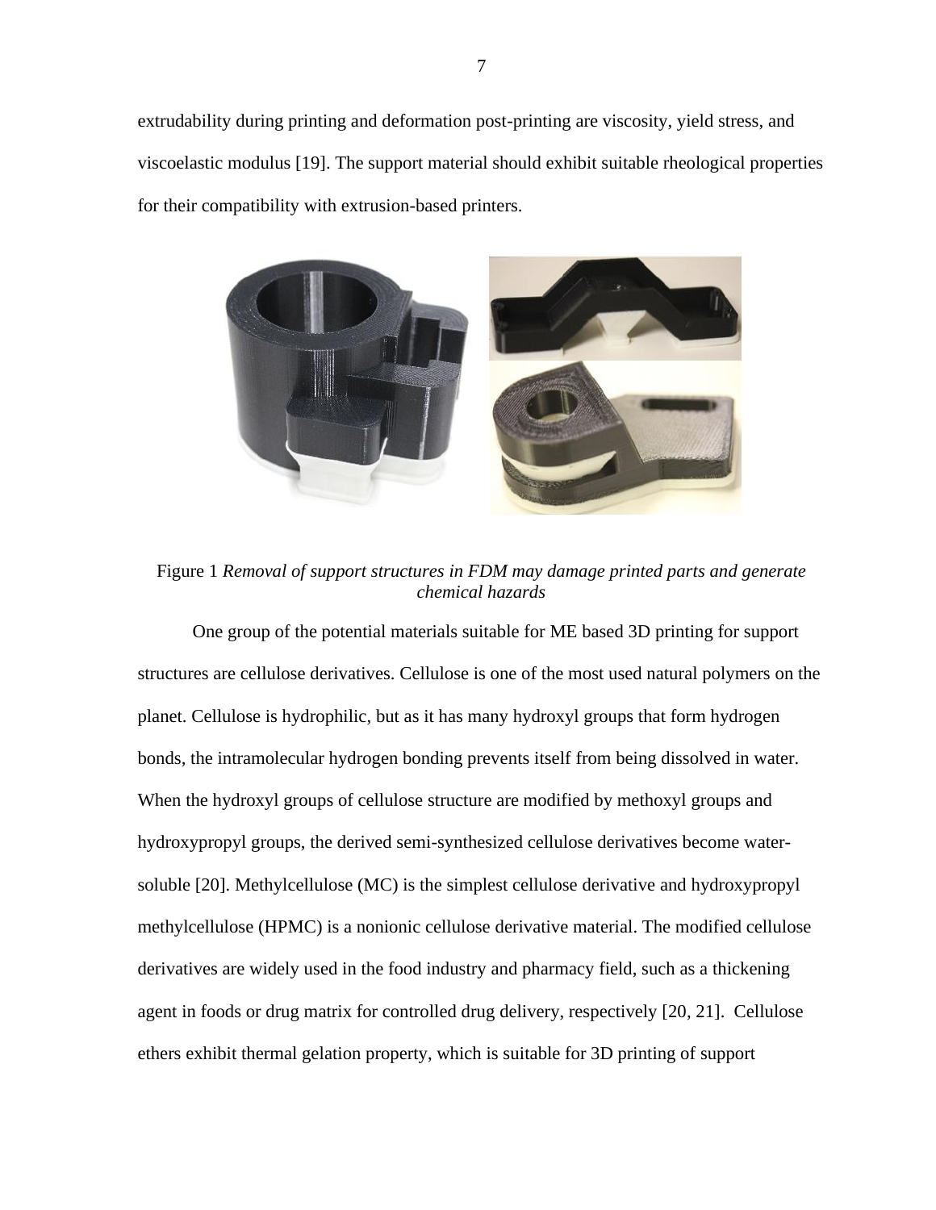extrudability during printing and deformation post-printing are viscosity, yield stress, and viscoelastic modulus [19]. The support material should exhibit suitable rheological properties for their compatibility with extrusion-based printers.

Figure 1 *Removal of support structures in FDM may damage printed parts and generate chemical hazards*

One group of the potential materials suitable for ME based 3D printing for support structures are cellulose derivatives. Cellulose is one of the most used natural polymers on the planet. Cellulose is hydrophilic, but as it has many hydroxyl groups that form hydrogen bonds, the intramolecular hydrogen bonding prevents itself from being dissolved in water. When the hydroxyl groups of cellulose structure are modified by methoxyl groups and hydroxypropyl groups, the derived semi-synthesized cellulose derivatives become water-soluble [20]. Methylcellulose (MC) is the simplest cellulose derivative and hydroxypropyl methylcellulose (HPMC) is a nonionic cellulose derivative material. The modified cellulose derivatives are widely used in the food industry and pharmacy field, such as a thickening agent in foods or drug matrix for controlled drug delivery, respectively [20, 21]. Cellulose ethers exhibit thermal gelation property, which is suitable for 3D printing of support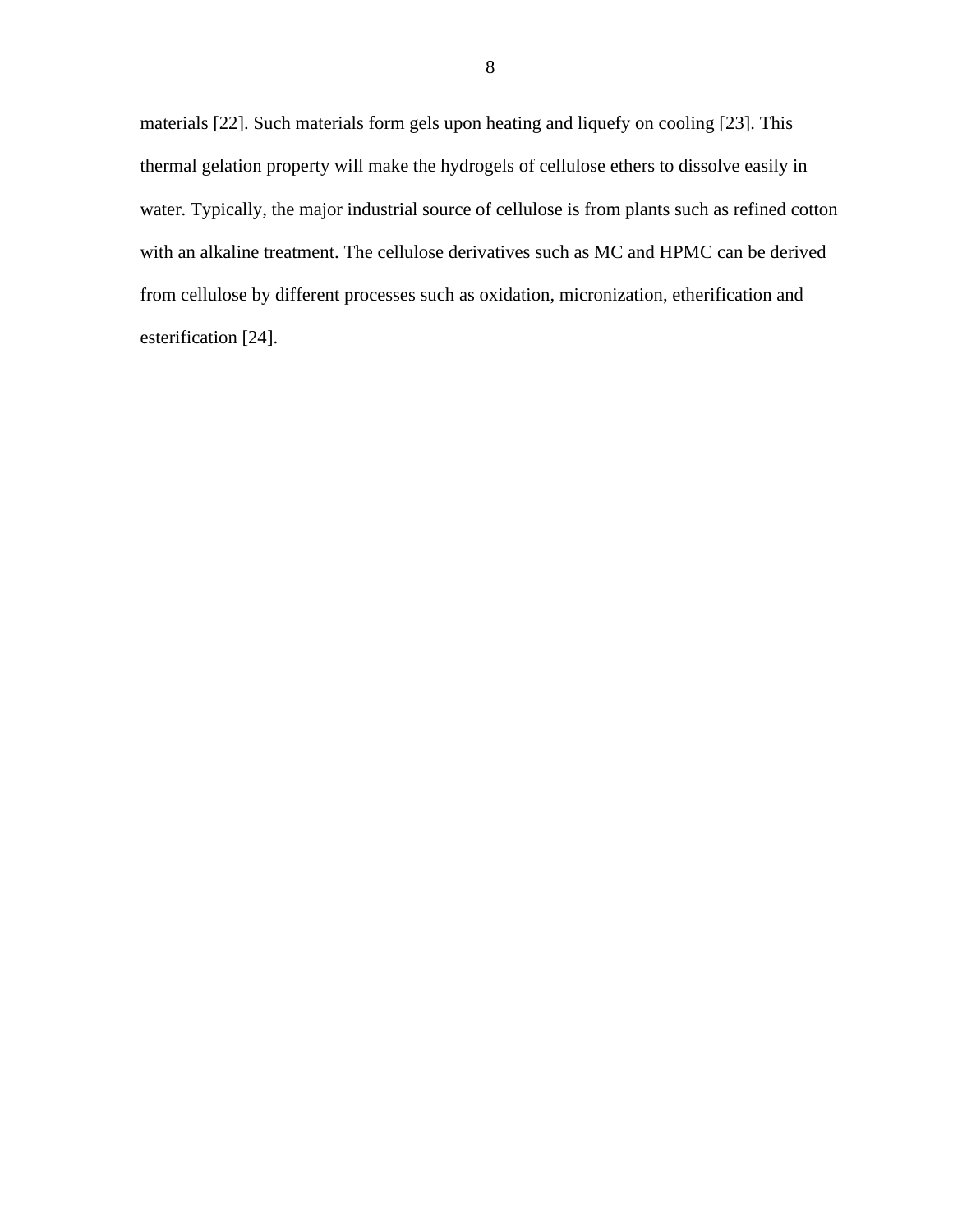materials [22]. Such materials form gels upon heating and liquefy on cooling [23]. This thermal gelation property will make the hydrogels of cellulose ethers to dissolve easily in water. Typically, the major industrial source of cellulose is from plants such as refined cotton with an alkaline treatment. The cellulose derivatives such as MC and HPMC can be derived from cellulose by different processes such as oxidation, micronization, etherification and esterification [24].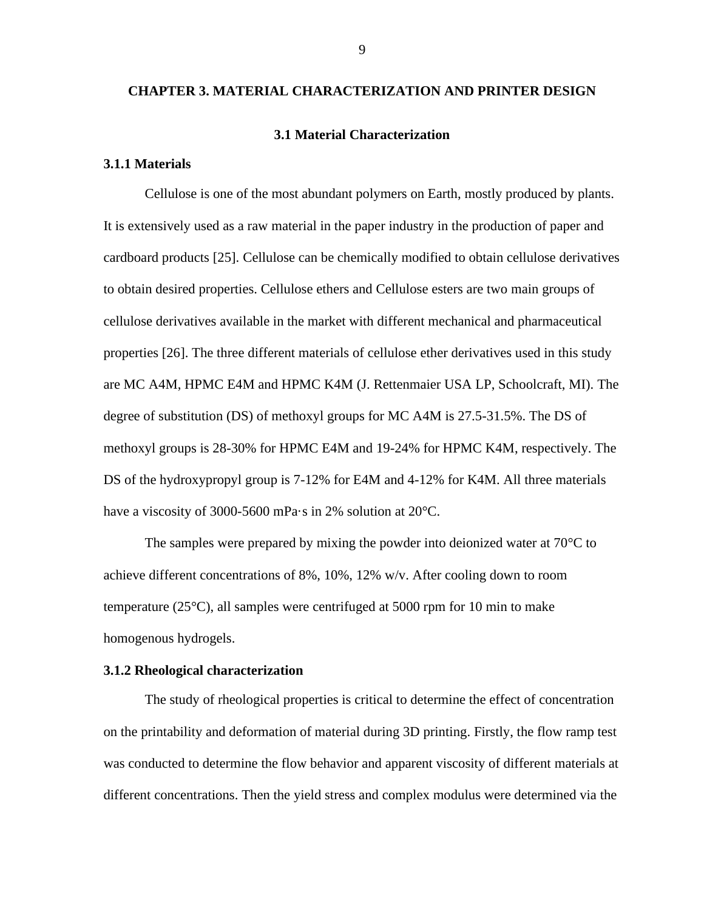# CHAPTER 3. MATERIAL CHARACTERIZATION AND PRINTER DESIGN

## 3.1 Material Characterization

### 3.1.1 Materials

Cellulose is one of the most abundant polymers on Earth, mostly produced by plants. It is extensively used as a raw material in the paper industry in the production of paper and cardboard products [25]. Cellulose can be chemically modified to obtain cellulose derivatives to obtain desired properties. Cellulose ethers and Cellulose esters are two main groups of cellulose derivatives available in the market with different mechanical and pharmaceutical properties [26]. The three different materials of cellulose ether derivatives used in this study are MC A4M, HPMC E4M and HPMC K4M (J. Rettenmaier USA LP, Schoolcraft, MI). The degree of substitution (DS) of methoxyl groups for MC A4M is 27.5-31.5%. The DS of methoxyl groups is 28-30% for HPMC E4M and 19-24% for HPMC K4M, respectively. The DS of the hydroxypropyl group is 7-12% for E4M and 4-12% for K4M. All three materials have a viscosity of 3000-5600 mPa·s in 2% solution at 20°C.

The samples were prepared by mixing the powder into deionized water at 70°C to achieve different concentrations of 8%, 10%, 12% w/v. After cooling down to room temperature (25°C), all samples were centrifuged at 5000 rpm for 10 min to make homogenous hydrogels.

### 3.1.2 Rheological characterization

The study of rheological properties is critical to determine the effect of concentration on the printability and deformation of material during 3D printing. Firstly, the flow ramp test was conducted to determine the flow behavior and apparent viscosity of different materials at different concentrations. Then the yield stress and complex modulus were determined via the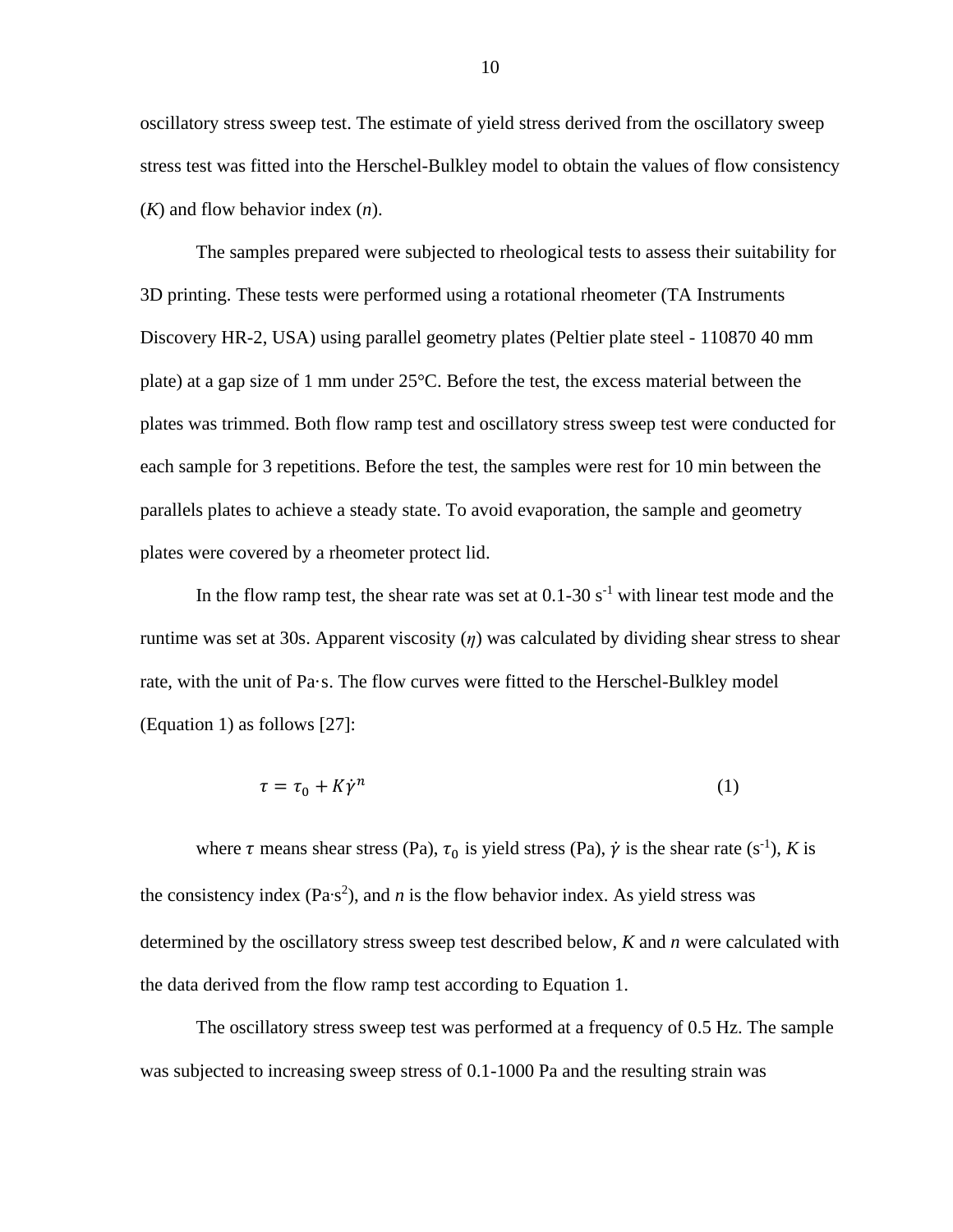oscillatory stress sweep test. The estimate of yield stress derived from the oscillatory sweep stress test was fitted into the Herschel-Bulkley model to obtain the values of flow consistency ($K$) and flow behavior index ($n$).

The samples prepared were subjected to rheological tests to assess their suitability for 3D printing. These tests were performed using a rotational rheometer (TA Instruments Discovery HR-2, USA) using parallel geometry plates (Peltier plate steel - 110870 40 mm plate) at a gap size of 1 mm under 25°C. Before the test, the excess material between the plates was trimmed. Both flow ramp test and oscillatory stress sweep test were conducted for each sample for 3 repetitions. Before the test, the samples were rest for 10 min between the parallels plates to achieve a steady state. To avoid evaporation, the sample and geometry plates were covered by a rheometer protect lid.

In the flow ramp test, the shear rate was set at 0.1-30 $s^{-1}$ with linear test mode and the runtime was set at 30s. Apparent viscosity ($\eta$) was calculated by dividing shear stress to shear rate, with the unit of Pa·s. The flow curves were fitted to the Herschel-Bulkley model (Equation 1) as follows [27]:

$$\tau = \tau_0 + K\dot{\gamma}^n \tag{1}$$

where $\tau$ means shear stress (Pa), $\tau_0$ is yield stress (Pa), $\dot{\gamma}$ is the shear rate ($s^{-1}$), $K$ is the consistency index ($Pa{\cdot}s^2$), and $n$ is the flow behavior index. As yield stress was determined by the oscillatory stress sweep test described below, $K$ and $n$ were calculated with the data derived from the flow ramp test according to Equation 1.

The oscillatory stress sweep test was performed at a frequency of 0.5 Hz. The sample was subjected to increasing sweep stress of 0.1-1000 Pa and the resulting strain was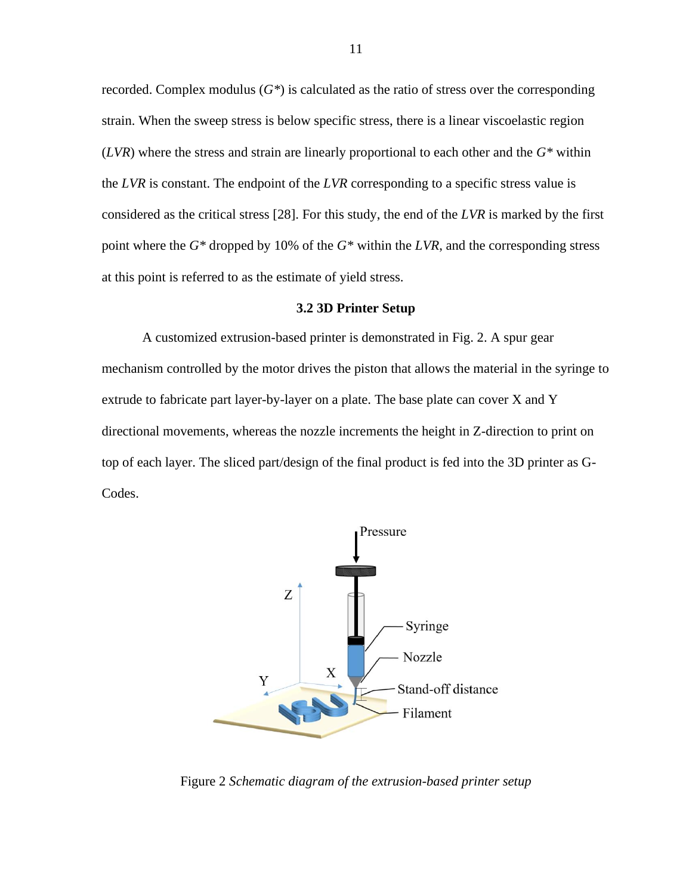recorded. Complex modulus (*G\**) is calculated as the ratio of stress over the corresponding strain. When the sweep stress is below specific stress, there is a linear viscoelastic region (*LVR*) where the stress and strain are linearly proportional to each other and the *G\** within the *LVR* is constant. The endpoint of the *LVR* corresponding to a specific stress value is considered as the critical stress [28]. For this study, the end of the *LVR* is marked by the first point where the *G\** dropped by 10% of the *G\** within the *LVR*, and the corresponding stress at this point is referred to as the estimate of yield stress.

### 3.2 3D Printer Setup

A customized extrusion-based printer is demonstrated in Fig. 2. A spur gear mechanism controlled by the motor drives the piston that allows the material in the syringe to extrude to fabricate part layer-by-layer on a plate. The base plate can cover X and Y directional movements, whereas the nozzle increments the height in Z-direction to print on top of each layer. The sliced part/design of the final product is fed into the 3D printer as G-Codes.

Figure 2 *Schematic diagram of the extrusion-based printer setup*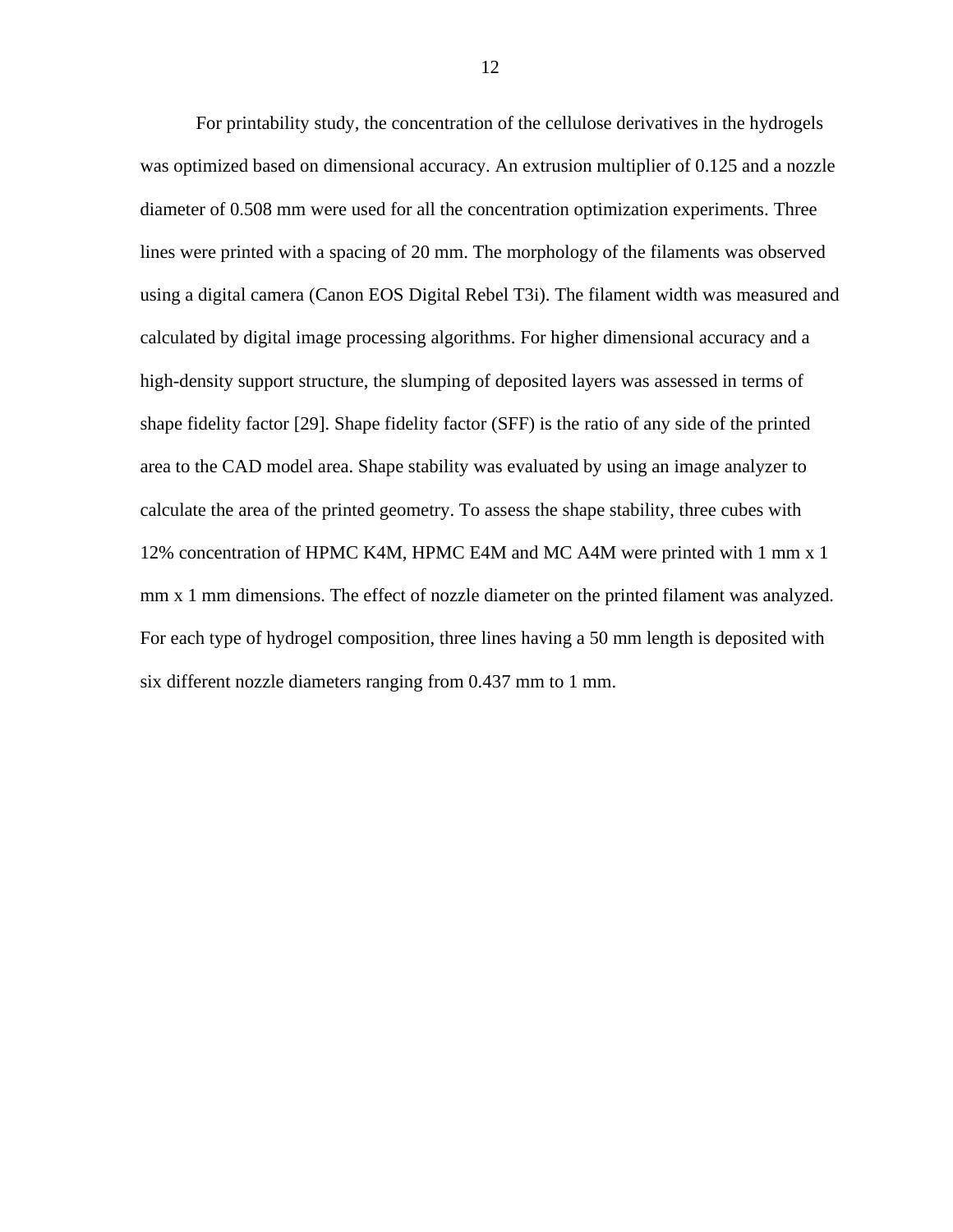For printability study, the concentration of the cellulose derivatives in the hydrogels was optimized based on dimensional accuracy. An extrusion multiplier of 0.125 and a nozzle diameter of 0.508 mm were used for all the concentration optimization experiments. Three lines were printed with a spacing of 20 mm. The morphology of the filaments was observed using a digital camera (Canon EOS Digital Rebel T3i). The filament width was measured and calculated by digital image processing algorithms. For higher dimensional accuracy and a high-density support structure, the slumping of deposited layers was assessed in terms of shape fidelity factor [29]. Shape fidelity factor (SFF) is the ratio of any side of the printed area to the CAD model area. Shape stability was evaluated by using an image analyzer to calculate the area of the printed geometry. To assess the shape stability, three cubes with 12% concentration of HPMC K4M, HPMC E4M and MC A4M were printed with 1 mm x 1 mm x 1 mm dimensions. The effect of nozzle diameter on the printed filament was analyzed. For each type of hydrogel composition, three lines having a 50 mm length is deposited with six different nozzle diameters ranging from 0.437 mm to 1 mm.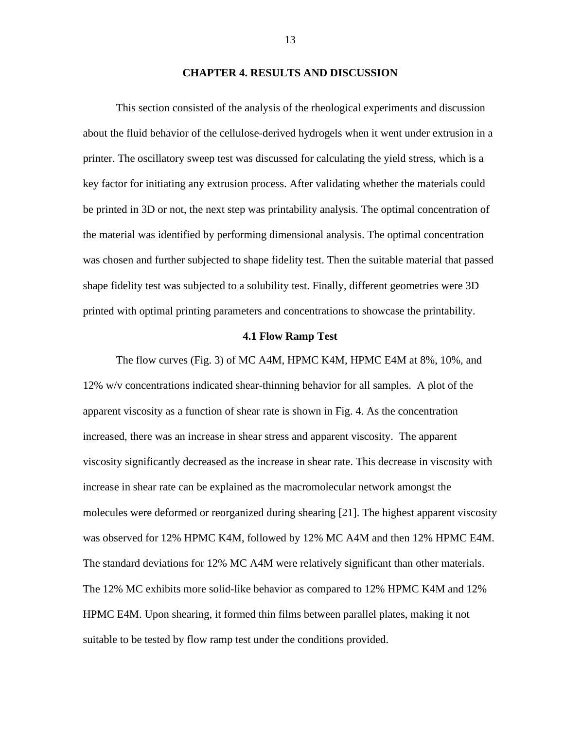# CHAPTER 4. RESULTS AND DISCUSSION

This section consisted of the analysis of the rheological experiments and discussion about the fluid behavior of the cellulose-derived hydrogels when it went under extrusion in a printer. The oscillatory sweep test was discussed for calculating the yield stress, which is a key factor for initiating any extrusion process. After validating whether the materials could be printed in 3D or not, the next step was printability analysis. The optimal concentration of the material was identified by performing dimensional analysis. The optimal concentration was chosen and further subjected to shape fidelity test. Then the suitable material that passed shape fidelity test was subjected to a solubility test. Finally, different geometries were 3D printed with optimal printing parameters and concentrations to showcase the printability.

## 4.1 Flow Ramp Test

The flow curves (Fig. 3) of MC A4M, HPMC K4M, HPMC E4M at 8%, 10%, and 12% w/v concentrations indicated shear-thinning behavior for all samples. A plot of the apparent viscosity as a function of shear rate is shown in Fig. 4. As the concentration increased, there was an increase in shear stress and apparent viscosity. The apparent viscosity significantly decreased as the increase in shear rate. This decrease in viscosity with increase in shear rate can be explained as the macromolecular network amongst the molecules were deformed or reorganized during shearing [21]. The highest apparent viscosity was observed for 12% HPMC K4M, followed by 12% MC A4M and then 12% HPMC E4M. The standard deviations for 12% MC A4M were relatively significant than other materials. The 12% MC exhibits more solid-like behavior as compared to 12% HPMC K4M and 12% HPMC E4M. Upon shearing, it formed thin films between parallel plates, making it not suitable to be tested by flow ramp test under the conditions provided.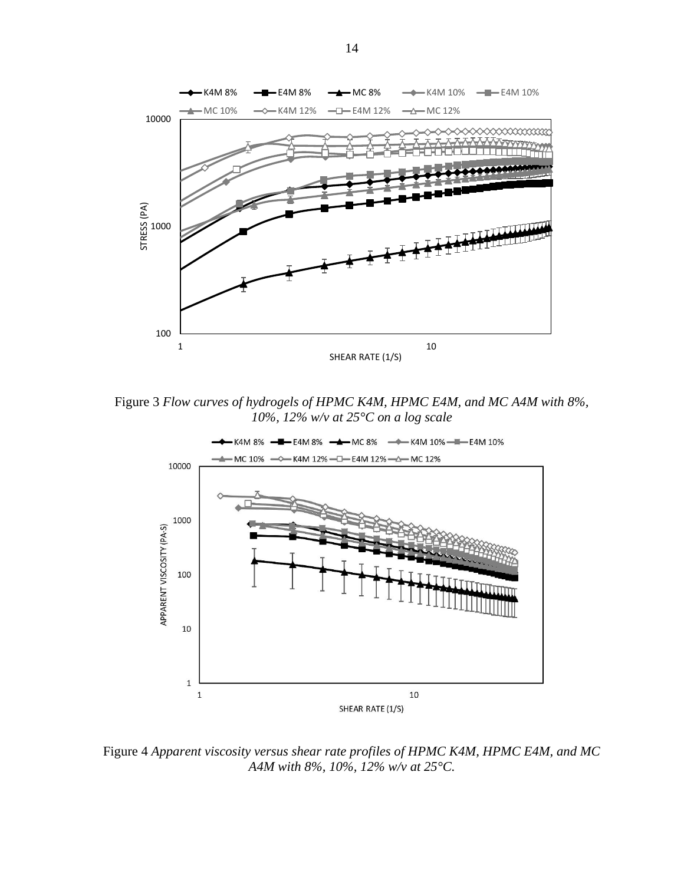Figure 3 *Flow curves of hydrogels of HPMC K4M, HPMC E4M, and MC A4M with 8%, 10%, 12% w/v at 25°C on a log scale*

Figure 4 *Apparent viscosity versus shear rate profiles of HPMC K4M, HPMC E4M, and MC A4M with 8%, 10%, 12% w/v at 25°C.*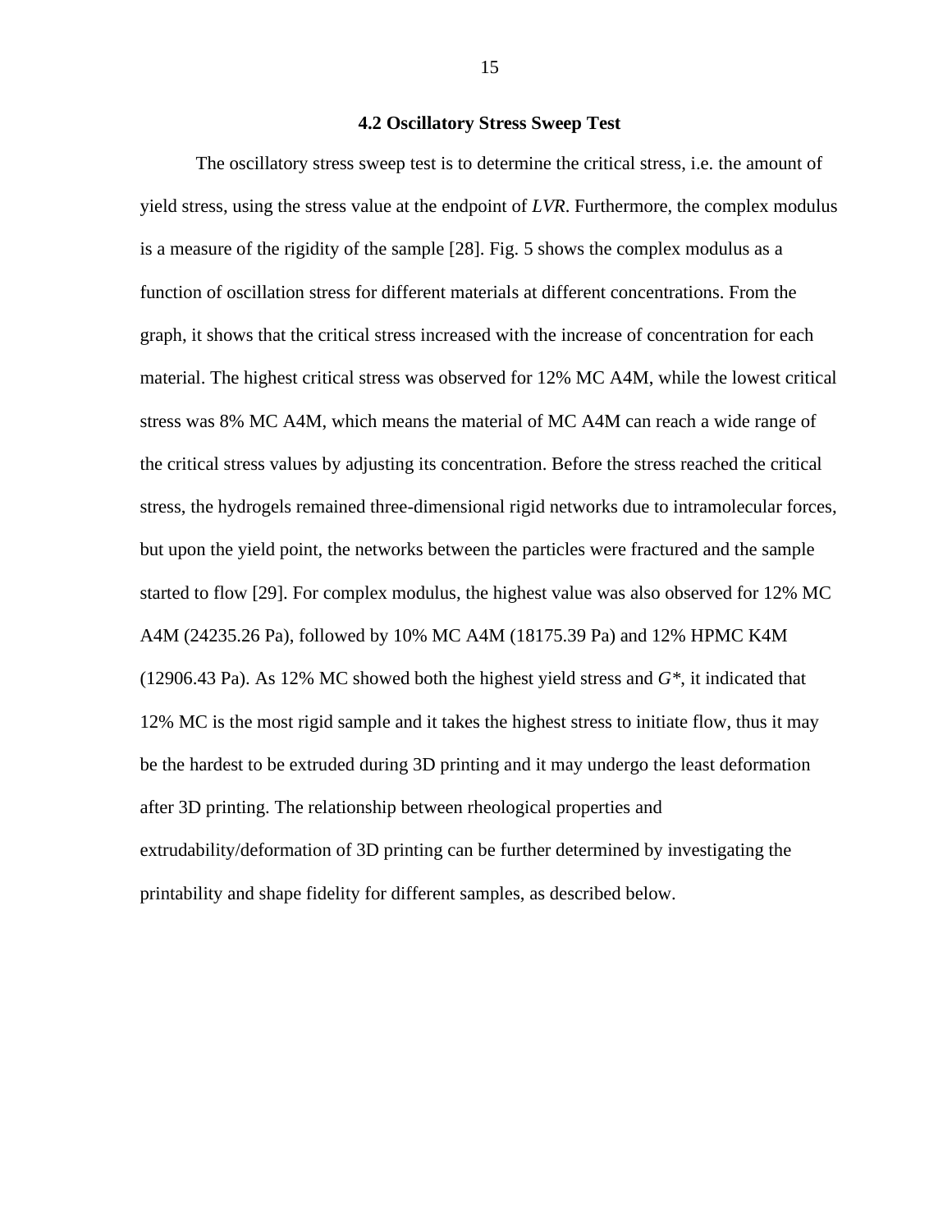### 4.2 Oscillatory Stress Sweep Test

The oscillatory stress sweep test is to determine the critical stress, i.e. the amount of yield stress, using the stress value at the endpoint of *LVR*. Furthermore, the complex modulus is a measure of the rigidity of the sample [28]. Fig. 5 shows the complex modulus as a function of oscillation stress for different materials at different concentrations. From the graph, it shows that the critical stress increased with the increase of concentration for each material. The highest critical stress was observed for 12% MC A4M, while the lowest critical stress was 8% MC A4M, which means the material of MC A4M can reach a wide range of the critical stress values by adjusting its concentration. Before the stress reached the critical stress, the hydrogels remained three-dimensional rigid networks due to intramolecular forces, but upon the yield point, the networks between the particles were fractured and the sample started to flow [29]. For complex modulus, the highest value was also observed for 12% MC A4M (24235.26 Pa), followed by 10% MC A4M (18175.39 Pa) and 12% HPMC K4M (12906.43 Pa). As 12% MC showed both the highest yield stress and $G^*$, it indicated that 12% MC is the most rigid sample and it takes the highest stress to initiate flow, thus it may be the hardest to be extruded during 3D printing and it may undergo the least deformation after 3D printing. The relationship between rheological properties and extrudability/deformation of 3D printing can be further determined by investigating the printability and shape fidelity for different samples, as described below.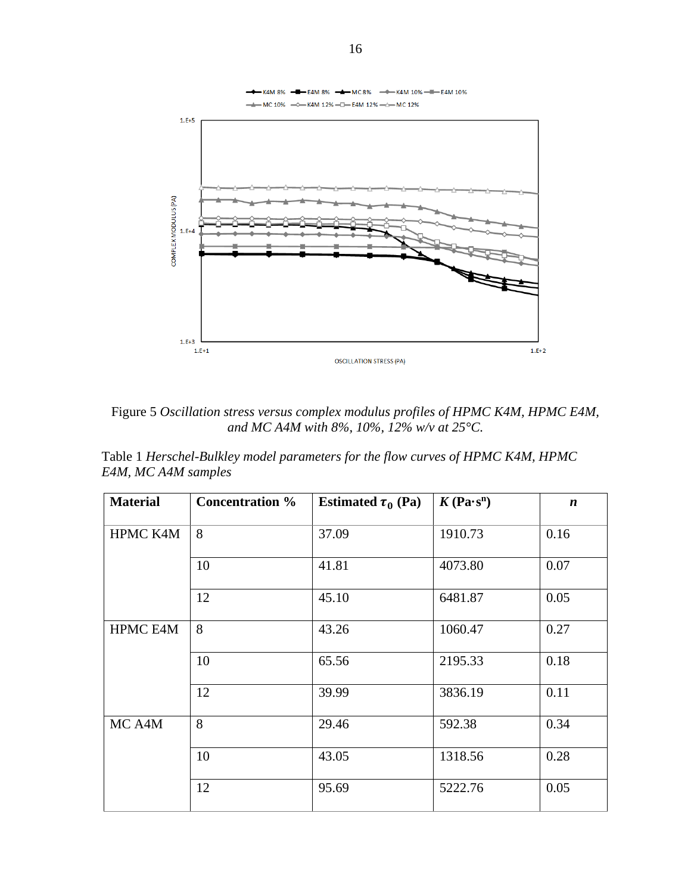Figure 5 *Oscillation stress versus complex modulus profiles of HPMC K4M, HPMC E4M, and MC A4M with 8%, 10%, 12% w/v at 25°C.*

Table 1 *Herschel-Bulkley model parameters for the flow curves of HPMC K4M, HPMC E4M, MC A4M samples*

| Material | Concentration % | Estimated $\tau_0$ (Pa) | $K$ (Pa·s$^n$) | $n$ |
|---|---|---|---|---|
| HPMC K4M | 8 | 37.09 | 1910.73 | 0.16 |
| | 10 | 41.81 | 4073.80 | 0.07 |
| | 12 | 45.10 | 6481.87 | 0.05 |
| HPMC E4M | 8 | 43.26 | 1060.47 | 0.27 |
| | 10 | 65.56 | 2195.33 | 0.18 |
| | 12 | 39.99 | 3836.19 | 0.11 |
| MC A4M | 8 | 29.46 | 592.38 | 0.34 |
| | 10 | 43.05 | 1318.56 | 0.28 |
| | 12 | 95.69 | 5222.76 | 0.05 |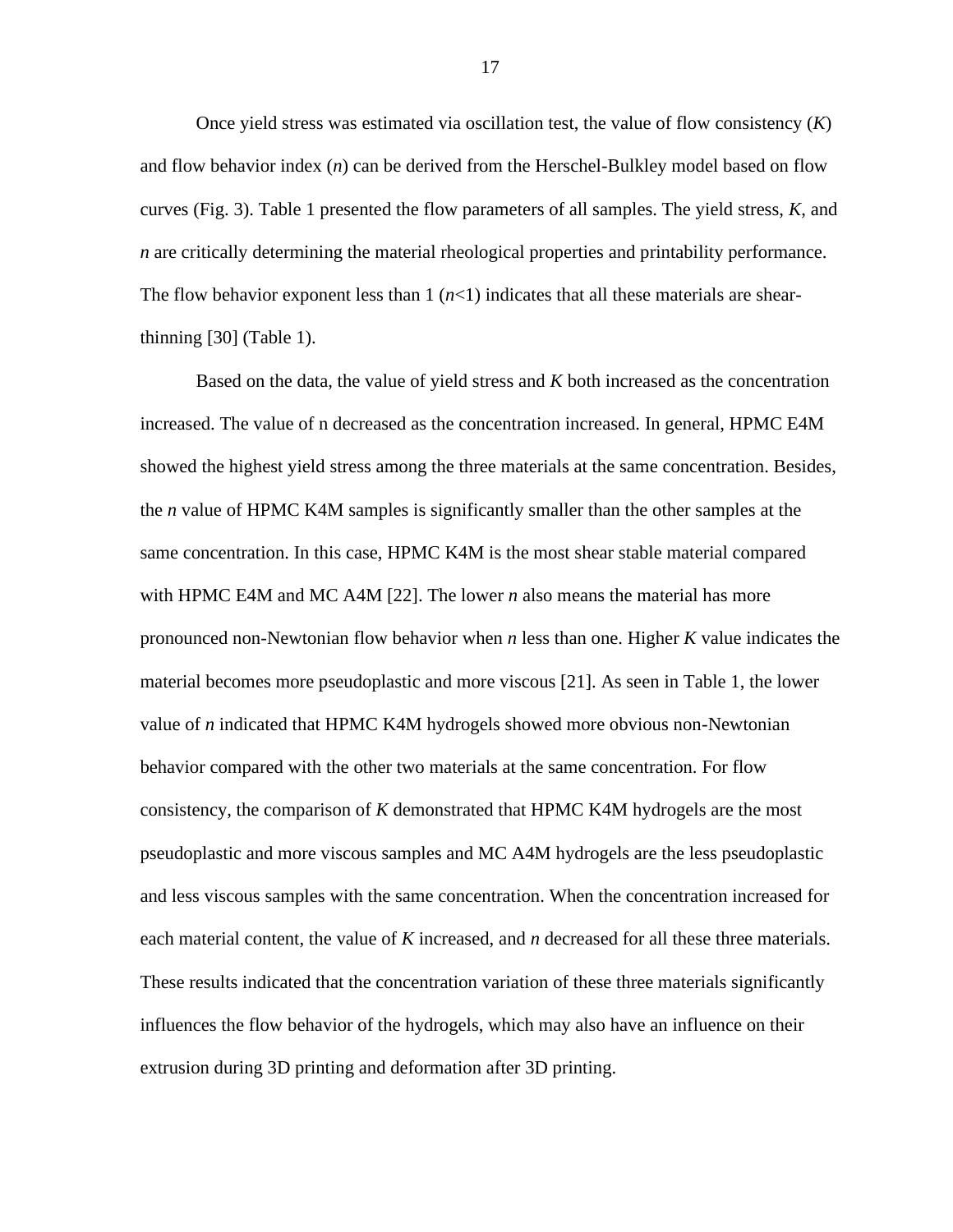Once yield stress was estimated via oscillation test, the value of flow consistency ($K$) and flow behavior index ($n$) can be derived from the Herschel-Bulkley model based on flow curves (Fig. 3). Table 1 presented the flow parameters of all samples. The yield stress, $K$, and $n$ are critically determining the material rheological properties and printability performance. The flow behavior exponent less than 1 ($n$<1) indicates that all these materials are shear-thinning [30] (Table 1).

Based on the data, the value of yield stress and $K$ both increased as the concentration increased. The value of n decreased as the concentration increased. In general, HPMC E4M showed the highest yield stress among the three materials at the same concentration. Besides, the $n$ value of HPMC K4M samples is significantly smaller than the other samples at the same concentration. In this case, HPMC K4M is the most shear stable material compared with HPMC E4M and MC A4M [22]. The lower $n$ also means the material has more pronounced non-Newtonian flow behavior when $n$ less than one. Higher $K$ value indicates the material becomes more pseudoplastic and more viscous [21]. As seen in Table 1, the lower value of $n$ indicated that HPMC K4M hydrogels showed more obvious non-Newtonian behavior compared with the other two materials at the same concentration. For flow consistency, the comparison of $K$ demonstrated that HPMC K4M hydrogels are the most pseudoplastic and more viscous samples and MC A4M hydrogels are the less pseudoplastic and less viscous samples with the same concentration. When the concentration increased for each material content, the value of $K$ increased, and $n$ decreased for all these three materials. These results indicated that the concentration variation of these three materials significantly influences the flow behavior of the hydrogels, which may also have an influence on their extrusion during 3D printing and deformation after 3D printing.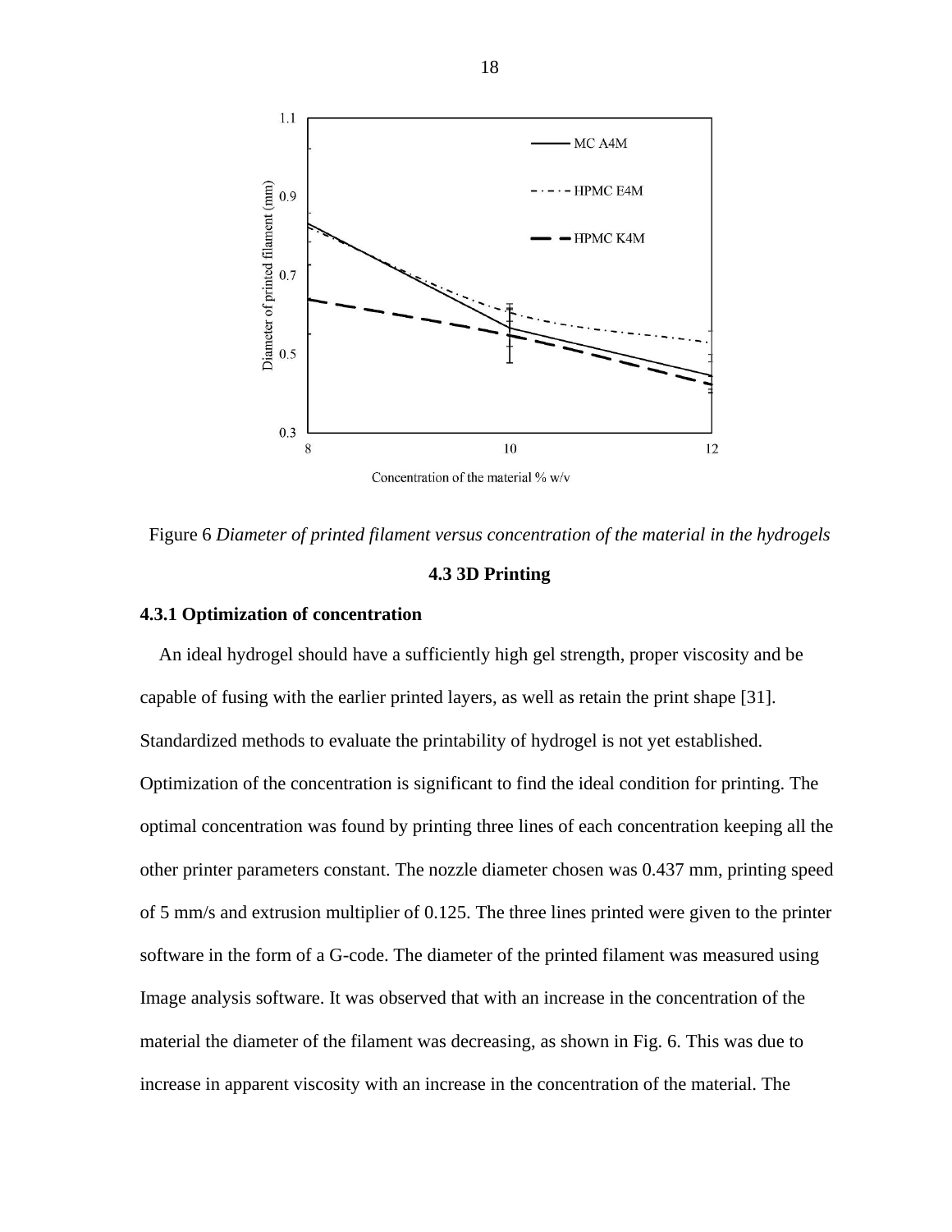Figure 6 *Diameter of printed filament versus concentration of the material in the hydrogels*

## 4.3 3D Printing

### 4.3.1 Optimization of concentration

An ideal hydrogel should have a sufficiently high gel strength, proper viscosity and be capable of fusing with the earlier printed layers, as well as retain the print shape [31]. Standardized methods to evaluate the printability of hydrogel is not yet established. Optimization of the concentration is significant to find the ideal condition for printing. The optimal concentration was found by printing three lines of each concentration keeping all the other printer parameters constant. The nozzle diameter chosen was 0.437 mm, printing speed of 5 mm/s and extrusion multiplier of 0.125. The three lines printed were given to the printer software in the form of a G-code. The diameter of the printed filament was measured using Image analysis software. It was observed that with an increase in the concentration of the material the diameter of the filament was decreasing, as shown in Fig. 6. This was due to increase in apparent viscosity with an increase in the concentration of the material. The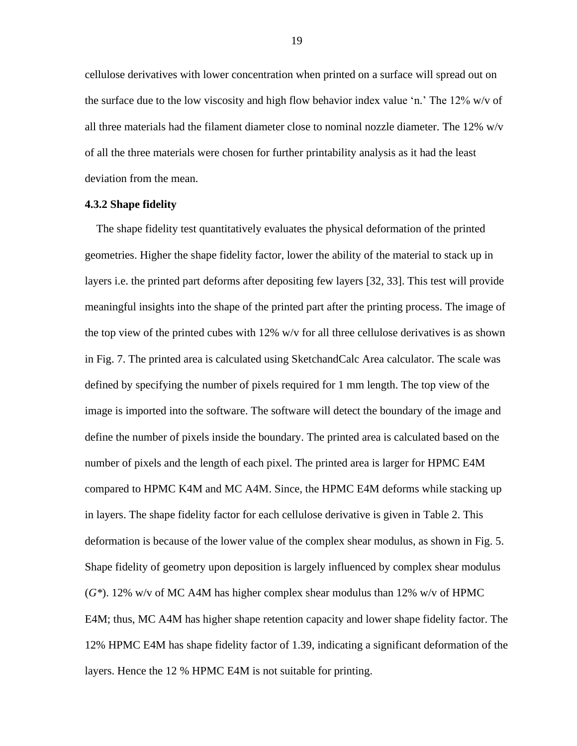cellulose derivatives with lower concentration when printed on a surface will spread out on the surface due to the low viscosity and high flow behavior index value 'n.' The 12% w/v of all three materials had the filament diameter close to nominal nozzle diameter. The 12% w/v of all the three materials were chosen for further printability analysis as it had the least deviation from the mean.

### 4.3.2 Shape fidelity

The shape fidelity test quantitatively evaluates the physical deformation of the printed geometries. Higher the shape fidelity factor, lower the ability of the material to stack up in layers i.e. the printed part deforms after depositing few layers [32, 33]. This test will provide meaningful insights into the shape of the printed part after the printing process. The image of the top view of the printed cubes with 12% w/v for all three cellulose derivatives is as shown in Fig. 7. The printed area is calculated using SketchandCalc Area calculator. The scale was defined by specifying the number of pixels required for 1 mm length. The top view of the image is imported into the software. The software will detect the boundary of the image and define the number of pixels inside the boundary. The printed area is calculated based on the number of pixels and the length of each pixel. The printed area is larger for HPMC E4M compared to HPMC K4M and MC A4M. Since, the HPMC E4M deforms while stacking up in layers. The shape fidelity factor for each cellulose derivative is given in Table 2. This deformation is because of the lower value of the complex shear modulus, as shown in Fig. 5. Shape fidelity of geometry upon deposition is largely influenced by complex shear modulus ($G^*$). 12% w/v of MC A4M has higher complex shear modulus than 12% w/v of HPMC E4M; thus, MC A4M has higher shape retention capacity and lower shape fidelity factor. The 12% HPMC E4M has shape fidelity factor of 1.39, indicating a significant deformation of the layers. Hence the 12 % HPMC E4M is not suitable for printing.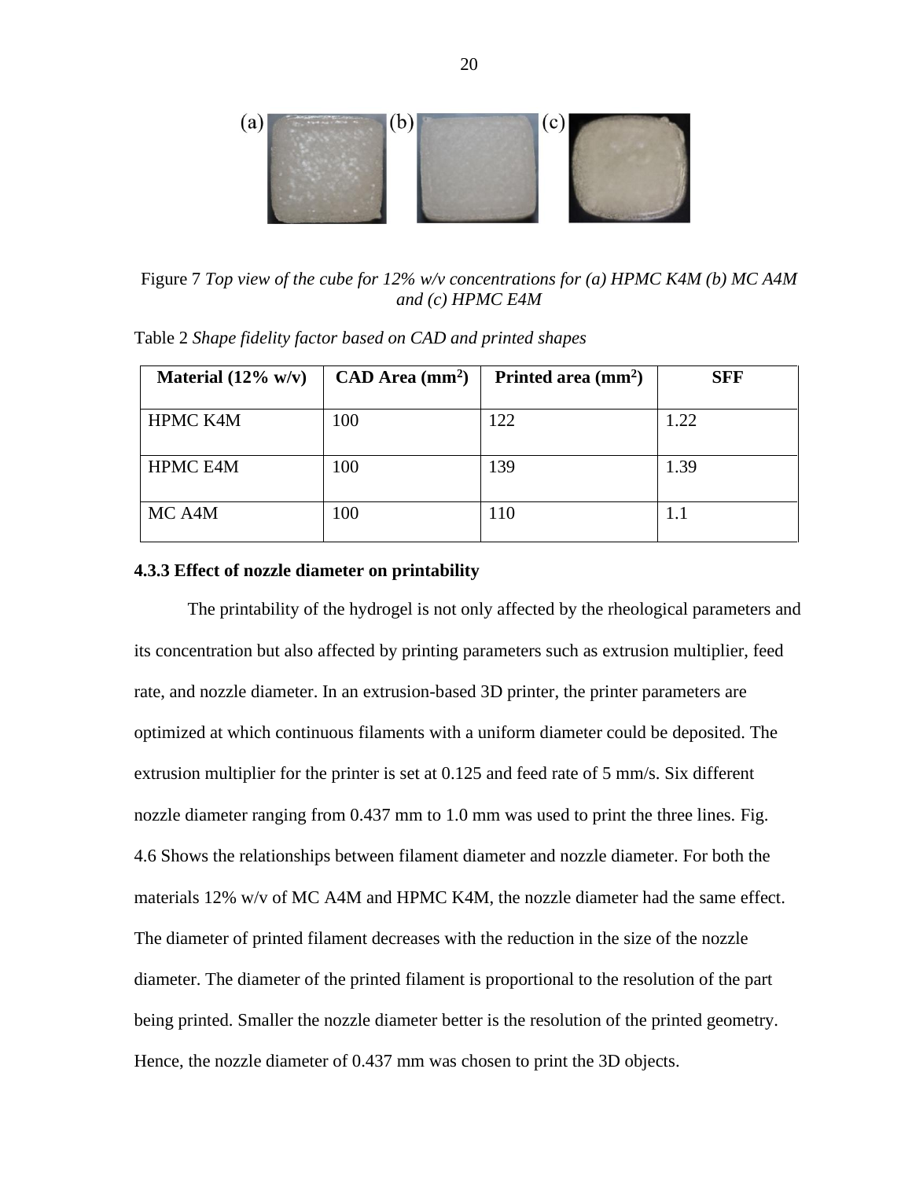Figure 7 *Top view of the cube for 12% w/v concentrations for (a) HPMC K4M (b) MC A4M and (c) HPMC E4M*

Table 2 *Shape fidelity factor based on CAD and printed shapes*

| Material (12% w/v) | CAD Area ($mm^2$) | Printed area ($mm^2$) | SFF |
|---|---|---|---|
| HPMC K4M | 100 | 122 | 1.22 |
| HPMC E4M | 100 | 139 | 1.39 |
| MC A4M | 100 | 110 | 1.1 |

### 4.3.3 Effect of nozzle diameter on printability

The printability of the hydrogel is not only affected by the rheological parameters and its concentration but also affected by printing parameters such as extrusion multiplier, feed rate, and nozzle diameter. In an extrusion-based 3D printer, the printer parameters are optimized at which continuous filaments with a uniform diameter could be deposited. The extrusion multiplier for the printer is set at 0.125 and feed rate of 5 mm/s. Six different nozzle diameter ranging from 0.437 mm to 1.0 mm was used to print the three lines. Fig. 4.6 Shows the relationships between filament diameter and nozzle diameter. For both the materials 12% w/v of MC A4M and HPMC K4M, the nozzle diameter had the same effect. The diameter of printed filament decreases with the reduction in the size of the nozzle diameter. The diameter of the printed filament is proportional to the resolution of the part being printed. Smaller the nozzle diameter better is the resolution of the printed geometry. Hence, the nozzle diameter of 0.437 mm was chosen to print the 3D objects.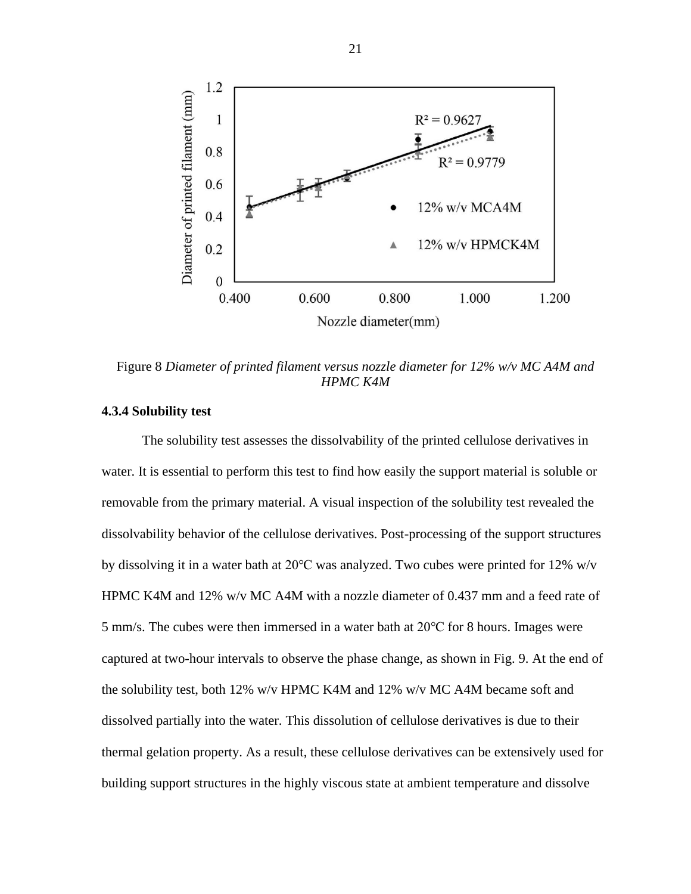Figure 8 *Diameter of printed filament versus nozzle diameter for 12% w/v MC A4M and HPMC K4M*

#### 4.3.4 Solubility test

The solubility test assesses the dissolvability of the printed cellulose derivatives in water. It is essential to perform this test to find how easily the support material is soluble or removable from the primary material. A visual inspection of the solubility test revealed the dissolvability behavior of the cellulose derivatives. Post-processing of the support structures by dissolving it in a water bath at 20°C was analyzed. Two cubes were printed for 12% w/v HPMC K4M and 12% w/v MC A4M with a nozzle diameter of 0.437 mm and a feed rate of 5 mm/s. The cubes were then immersed in a water bath at 20°C for 8 hours. Images were captured at two-hour intervals to observe the phase change, as shown in Fig. 9. At the end of the solubility test, both 12% w/v HPMC K4M and 12% w/v MC A4M became soft and dissolved partially into the water. This dissolution of cellulose derivatives is due to their thermal gelation property. As a result, these cellulose derivatives can be extensively used for building support structures in the highly viscous state at ambient temperature and dissolve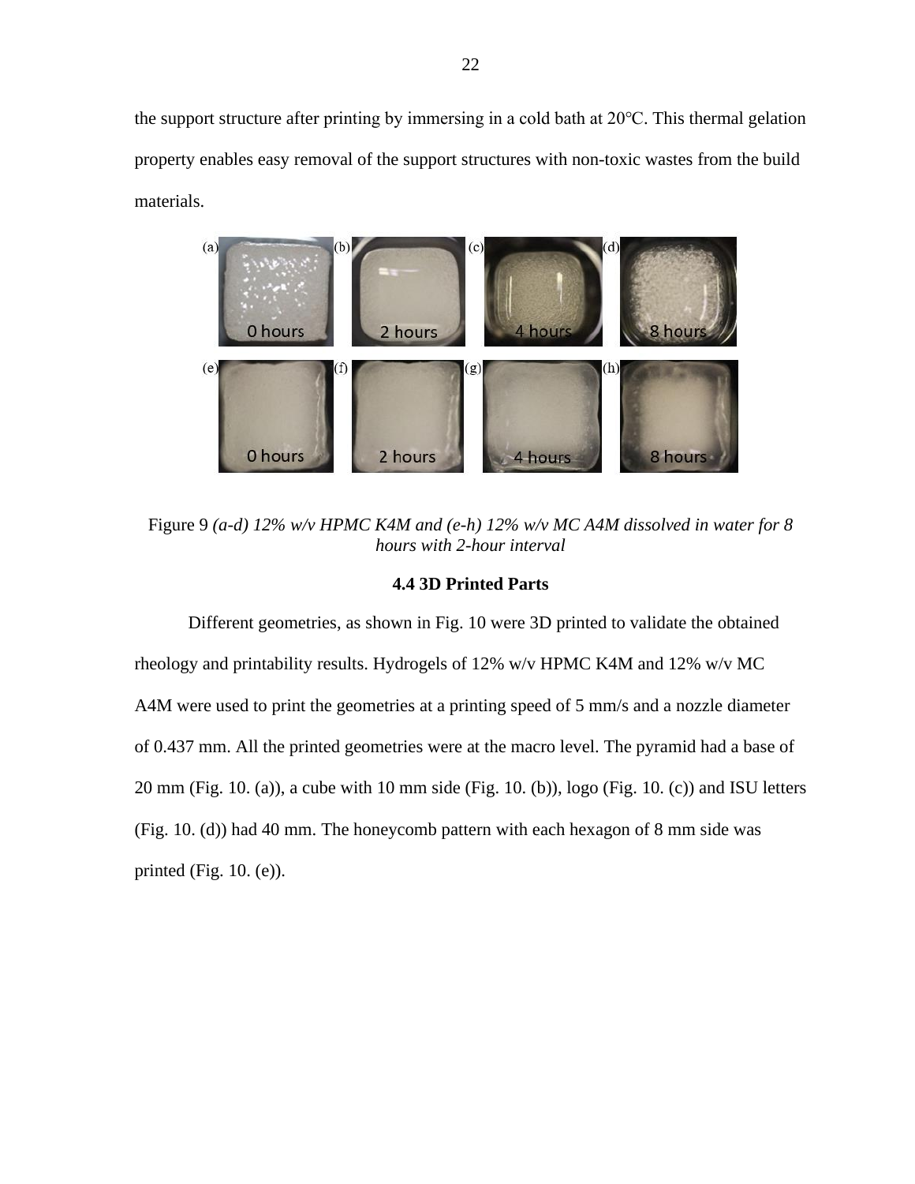the support structure after printing by immersing in a cold bath at 20°C. This thermal gelation property enables easy removal of the support structures with non-toxic wastes from the build materials.

Figure 9 *(a-d) 12% w/v HPMC K4M and (e-h) 12% w/v MC A4M dissolved in water for 8 hours with 2-hour interval*

### 4.4 3D Printed Parts

Different geometries, as shown in Fig. 10 were 3D printed to validate the obtained rheology and printability results. Hydrogels of 12% w/v HPMC K4M and 12% w/v MC A4M were used to print the geometries at a printing speed of 5 mm/s and a nozzle diameter of 0.437 mm. All the printed geometries were at the macro level. The pyramid had a base of 20 mm (Fig. 10. (a)), a cube with 10 mm side (Fig. 10. (b)), logo (Fig. 10. (c)) and ISU letters (Fig. 10. (d)) had 40 mm. The honeycomb pattern with each hexagon of 8 mm side was printed (Fig. 10. (e)).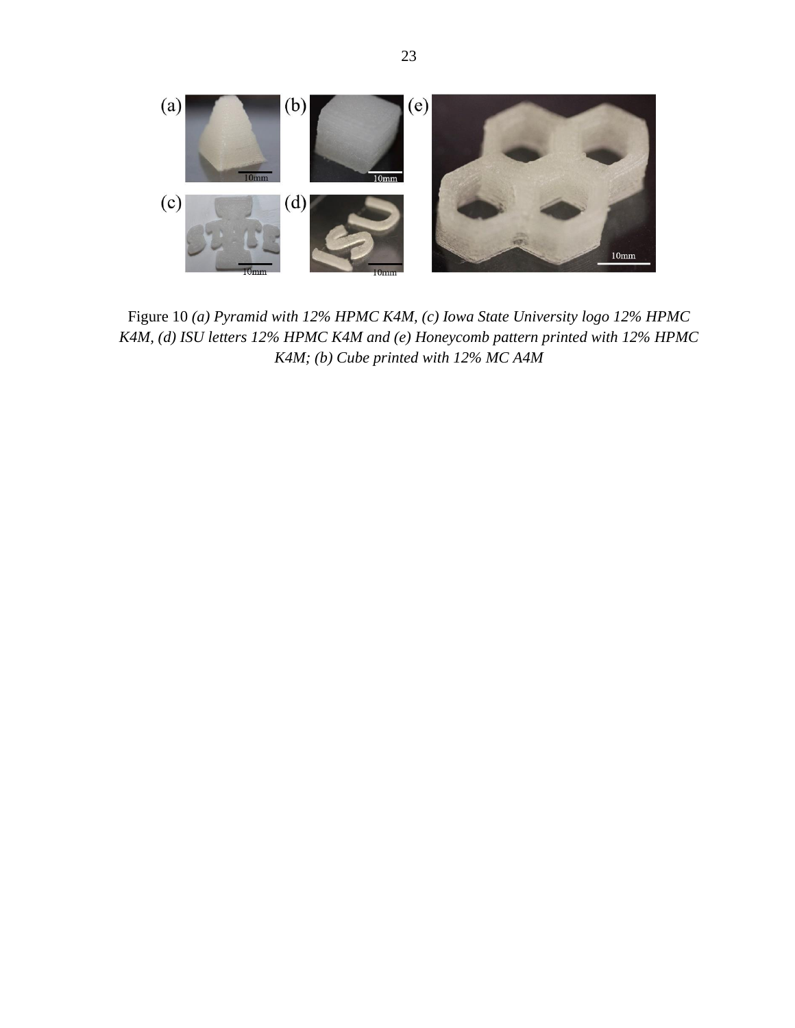Figure 10 *(a) Pyramid with 12% HPMC K4M, (c) Iowa State University logo 12% HPMC K4M, (d) ISU letters 12% HPMC K4M and (e) Honeycomb pattern printed with 12% HPMC K4M; (b) Cube printed with 12% MC A4M*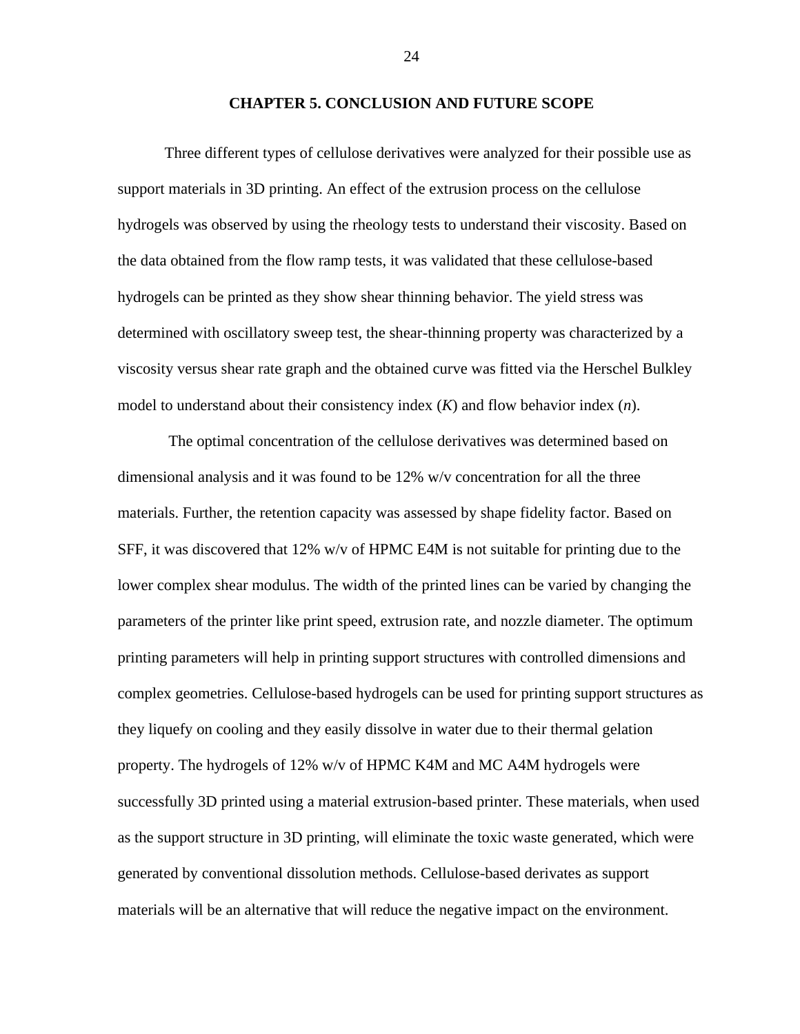# CHAPTER 5. CONCLUSION AND FUTURE SCOPE

Three different types of cellulose derivatives were analyzed for their possible use as support materials in 3D printing. An effect of the extrusion process on the cellulose hydrogels was observed by using the rheology tests to understand their viscosity. Based on the data obtained from the flow ramp tests, it was validated that these cellulose-based hydrogels can be printed as they show shear thinning behavior. The yield stress was determined with oscillatory sweep test, the shear-thinning property was characterized by a viscosity versus shear rate graph and the obtained curve was fitted via the Herschel Bulkley model to understand about their consistency index ($K$) and flow behavior index ($n$).

The optimal concentration of the cellulose derivatives was determined based on dimensional analysis and it was found to be 12% w/v concentration for all the three materials. Further, the retention capacity was assessed by shape fidelity factor. Based on SFF, it was discovered that 12% w/v of HPMC E4M is not suitable for printing due to the lower complex shear modulus. The width of the printed lines can be varied by changing the parameters of the printer like print speed, extrusion rate, and nozzle diameter. The optimum printing parameters will help in printing support structures with controlled dimensions and complex geometries. Cellulose-based hydrogels can be used for printing support structures as they liquefy on cooling and they easily dissolve in water due to their thermal gelation property. The hydrogels of 12% w/v of HPMC K4M and MC A4M hydrogels were successfully 3D printed using a material extrusion-based printer. These materials, when used as the support structure in 3D printing, will eliminate the toxic waste generated, which were generated by conventional dissolution methods. Cellulose-based derivates as support materials will be an alternative that will reduce the negative impact on the environment.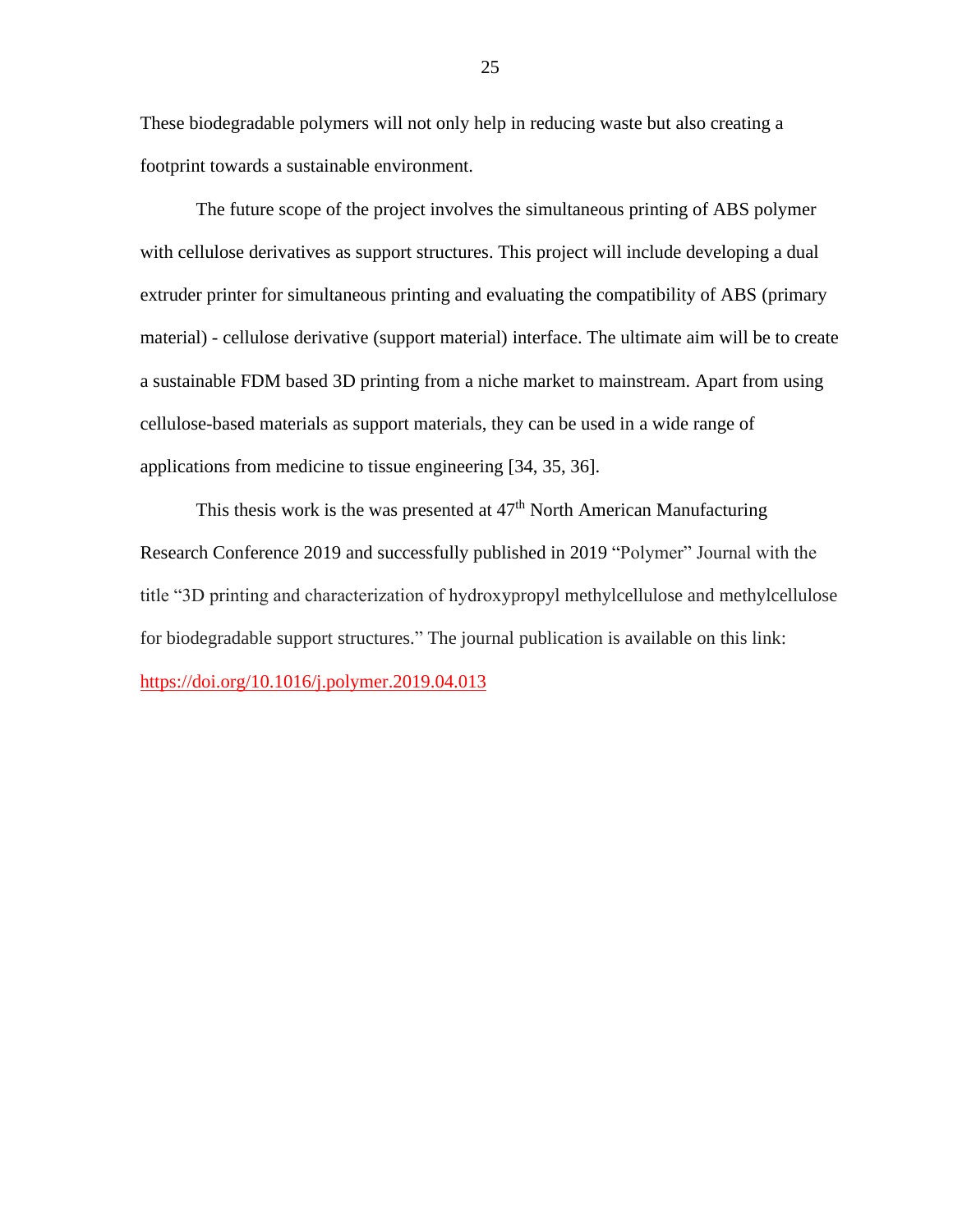These biodegradable polymers will not only help in reducing waste but also creating a footprint towards a sustainable environment.

The future scope of the project involves the simultaneous printing of ABS polymer with cellulose derivatives as support structures. This project will include developing a dual extruder printer for simultaneous printing and evaluating the compatibility of ABS (primary material) - cellulose derivative (support material) interface. The ultimate aim will be to create a sustainable FDM based 3D printing from a niche market to mainstream. Apart from using cellulose-based materials as support materials, they can be used in a wide range of applications from medicine to tissue engineering [34, 35, 36].

This thesis work is the was presented at 47th North American Manufacturing Research Conference 2019 and successfully published in 2019 "Polymer" Journal with the title "3D printing and characterization of hydroxypropyl methylcellulose and methylcellulose for biodegradable support structures." The journal publication is available on this link: https://doi.org/10.1016/j.polymer.2019.04.013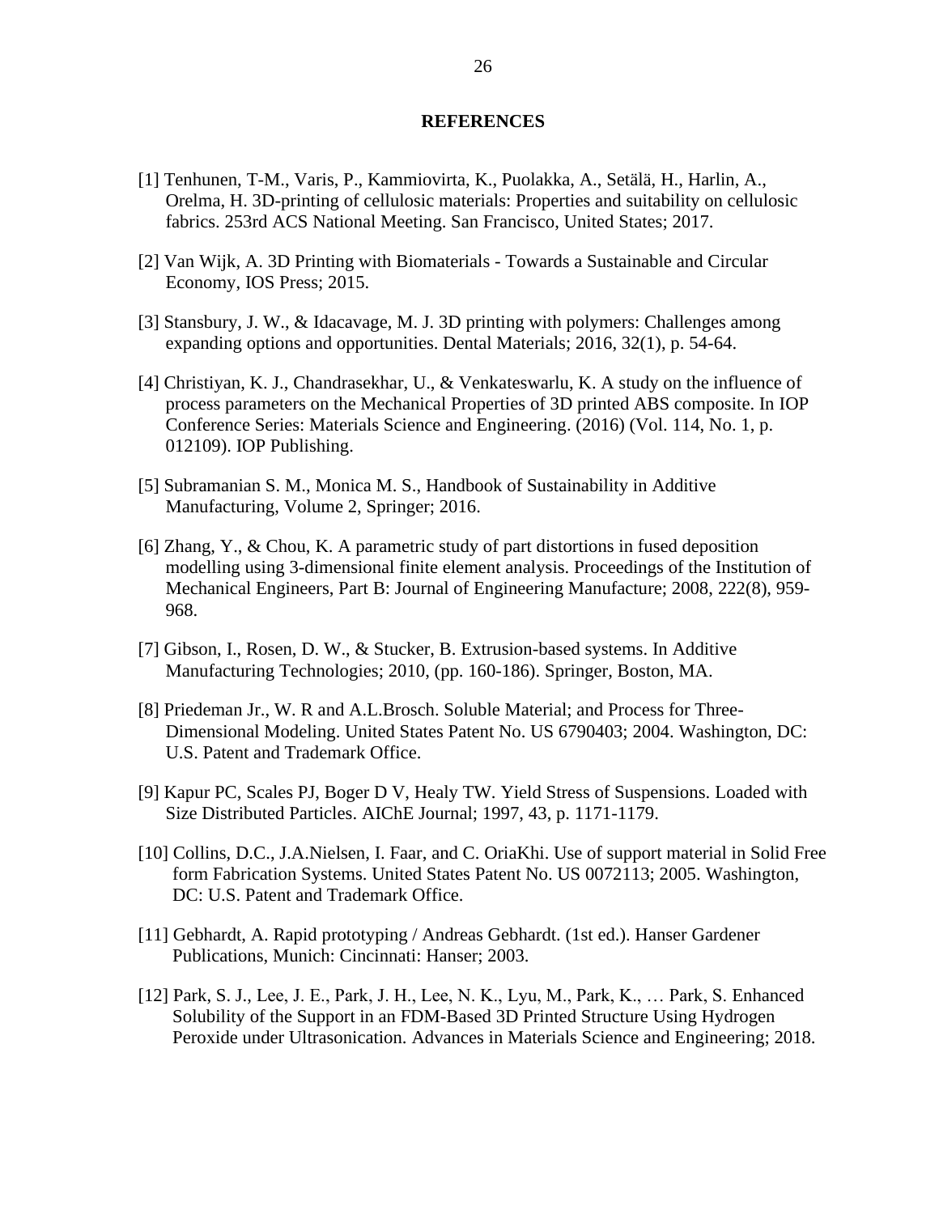# REFERENCES

[1] Tenhunen, T-M., Varis, P., Kammiovirta, K., Puolakka, A., Setälä, H., Harlin, A., Orelma, H. 3D-printing of cellulosic materials: Properties and suitability on cellulosic fabrics. 253rd ACS National Meeting. San Francisco, United States; 2017.

[2] Van Wijk, A. 3D Printing with Biomaterials - Towards a Sustainable and Circular Economy, IOS Press; 2015.

[3] Stansbury, J. W., & Idacavage, M. J. 3D printing with polymers: Challenges among expanding options and opportunities. Dental Materials; 2016, 32(1), p. 54-64.

[4] Christiyan, K. J., Chandrasekhar, U., & Venkateswarlu, K. A study on the influence of process parameters on the Mechanical Properties of 3D printed ABS composite. In IOP Conference Series: Materials Science and Engineering. (2016) (Vol. 114, No. 1, p. 012109). IOP Publishing.

[5] Subramanian S. M., Monica M. S., Handbook of Sustainability in Additive Manufacturing, Volume 2, Springer; 2016.

[6] Zhang, Y., & Chou, K. A parametric study of part distortions in fused deposition modelling using 3-dimensional finite element analysis. Proceedings of the Institution of Mechanical Engineers, Part B: Journal of Engineering Manufacture; 2008, 222(8), 959-968.

[7] Gibson, I., Rosen, D. W., & Stucker, B. Extrusion-based systems. In Additive Manufacturing Technologies; 2010, (pp. 160-186). Springer, Boston, MA.

[8] Priedeman Jr., W. R and A.L.Brosch. Soluble Material; and Process for Three-Dimensional Modeling. United States Patent No. US 6790403; 2004. Washington, DC: U.S. Patent and Trademark Office.

[9] Kapur PC, Scales PJ, Boger D V, Healy TW. Yield Stress of Suspensions. Loaded with Size Distributed Particles. AIChE Journal; 1997, 43, p. 1171-1179.

[10] Collins, D.C., J.A.Nielsen, I. Faar, and C. OriaKhi. Use of support material in Solid Free form Fabrication Systems. United States Patent No. US 0072113; 2005. Washington, DC: U.S. Patent and Trademark Office.

[11] Gebhardt, A. Rapid prototyping / Andreas Gebhardt. (1st ed.). Hanser Gardener Publications, Munich: Cincinnati: Hanser; 2003.

[12] Park, S. J., Lee, J. E., Park, J. H., Lee, N. K., Lyu, M., Park, K., … Park, S. Enhanced Solubility of the Support in an FDM-Based 3D Printed Structure Using Hydrogen Peroxide under Ultrasonication. Advances in Materials Science and Engineering; 2018.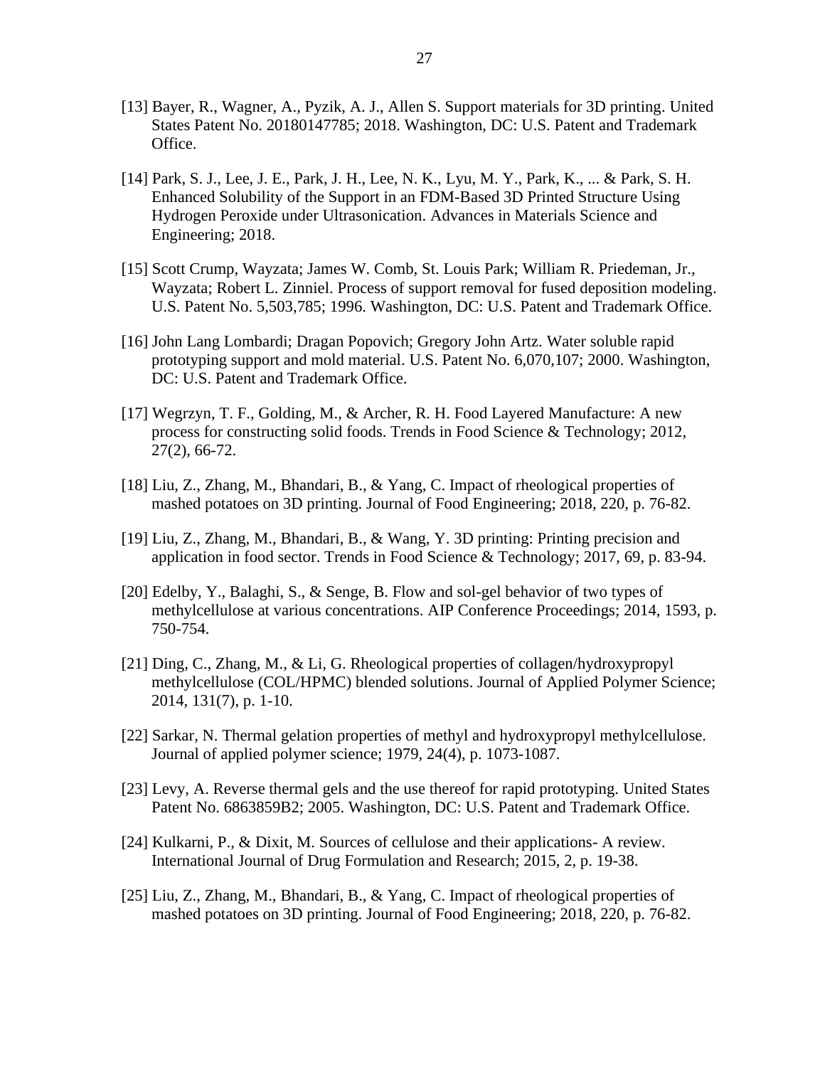[13] Bayer, R., Wagner, A., Pyzik, A. J., Allen S. Support materials for 3D printing. United States Patent No. 20180147785; 2018. Washington, DC: U.S. Patent and Trademark Office.

[14] Park, S. J., Lee, J. E., Park, J. H., Lee, N. K., Lyu, M. Y., Park, K., ... & Park, S. H. Enhanced Solubility of the Support in an FDM-Based 3D Printed Structure Using Hydrogen Peroxide under Ultrasonication. Advances in Materials Science and Engineering; 2018.

[15] Scott Crump, Wayzata; James W. Comb, St. Louis Park; William R. Priedeman, Jr., Wayzata; Robert L. Zinniel. Process of support removal for fused deposition modeling. U.S. Patent No. 5,503,785; 1996. Washington, DC: U.S. Patent and Trademark Office.

[16] John Lang Lombardi; Dragan Popovich; Gregory John Artz. Water soluble rapid prototyping support and mold material. U.S. Patent No. 6,070,107; 2000. Washington, DC: U.S. Patent and Trademark Office.

[17] Wegrzyn, T. F., Golding, M., & Archer, R. H. Food Layered Manufacture: A new process for constructing solid foods. Trends in Food Science & Technology; 2012, 27(2), 66-72.

[18] Liu, Z., Zhang, M., Bhandari, B., & Yang, C. Impact of rheological properties of mashed potatoes on 3D printing. Journal of Food Engineering; 2018, 220, p. 76-82.

[19] Liu, Z., Zhang, M., Bhandari, B., & Wang, Y. 3D printing: Printing precision and application in food sector. Trends in Food Science & Technology; 2017, 69, p. 83-94.

[20] Edelby, Y., Balaghi, S., & Senge, B. Flow and sol-gel behavior of two types of methylcellulose at various concentrations. AIP Conference Proceedings; 2014, 1593, p. 750-754.

[21] Ding, C., Zhang, M., & Li, G. Rheological properties of collagen/hydroxypropyl methylcellulose (COL/HPMC) blended solutions. Journal of Applied Polymer Science; 2014, 131(7), p. 1-10.

[22] Sarkar, N. Thermal gelation properties of methyl and hydroxypropyl methylcellulose. Journal of applied polymer science; 1979, 24(4), p. 1073-1087.

[23] Levy, A. Reverse thermal gels and the use thereof for rapid prototyping. United States Patent No. 6863859B2; 2005. Washington, DC: U.S. Patent and Trademark Office.

[24] Kulkarni, P., & Dixit, M. Sources of cellulose and their applications- A review. International Journal of Drug Formulation and Research; 2015, 2, p. 19-38.

[25] Liu, Z., Zhang, M., Bhandari, B., & Yang, C. Impact of rheological properties of mashed potatoes on 3D printing. Journal of Food Engineering; 2018, 220, p. 76-82.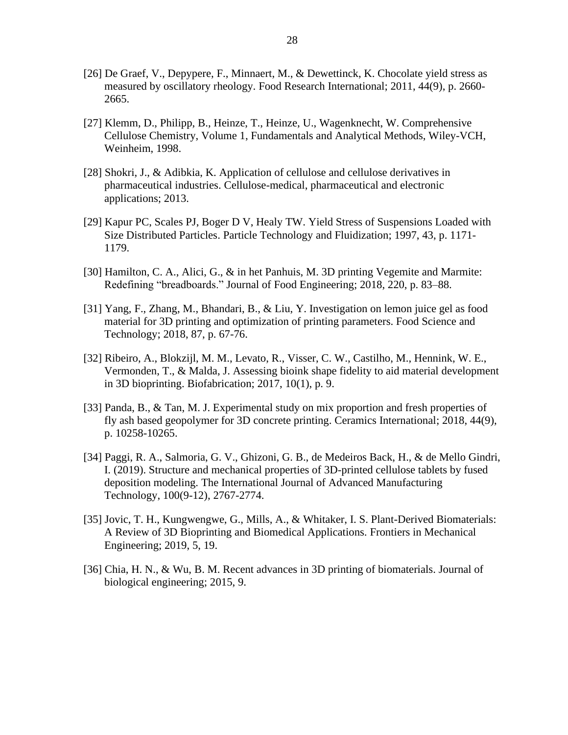[26] De Graef, V., Depypere, F., Minnaert, M., & Dewettinck, K. Chocolate yield stress as measured by oscillatory rheology. Food Research International; 2011, 44(9), p. 2660-2665.

[27] Klemm, D., Philipp, B., Heinze, T., Heinze, U., Wagenknecht, W. Comprehensive Cellulose Chemistry, Volume 1, Fundamentals and Analytical Methods, Wiley-VCH, Weinheim, 1998.

[28] Shokri, J., & Adibkia, K. Application of cellulose and cellulose derivatives in pharmaceutical industries. Cellulose-medical, pharmaceutical and electronic applications; 2013.

[29] Kapur PC, Scales PJ, Boger D V, Healy TW. Yield Stress of Suspensions Loaded with Size Distributed Particles. Particle Technology and Fluidization; 1997, 43, p. 1171-1179.

[30] Hamilton, C. A., Alici, G., & in het Panhuis, M. 3D printing Vegemite and Marmite: Redefining "breadboards." Journal of Food Engineering; 2018, 220, p. 83–88.

[31] Yang, F., Zhang, M., Bhandari, B., & Liu, Y. Investigation on lemon juice gel as food material for 3D printing and optimization of printing parameters. Food Science and Technology; 2018, 87, p. 67-76.

[32] Ribeiro, A., Blokzijl, M. M., Levato, R., Visser, C. W., Castilho, M., Hennink, W. E., Vermonden, T., & Malda, J. Assessing bioink shape fidelity to aid material development in 3D bioprinting. Biofabrication; 2017, 10(1), p. 9.

[33] Panda, B., & Tan, M. J. Experimental study on mix proportion and fresh properties of fly ash based geopolymer for 3D concrete printing. Ceramics International; 2018, 44(9), p. 10258-10265.

[34] Paggi, R. A., Salmoria, G. V., Ghizoni, G. B., de Medeiros Back, H., & de Mello Gindri, I. (2019). Structure and mechanical properties of 3D-printed cellulose tablets by fused deposition modeling. The International Journal of Advanced Manufacturing Technology, 100(9-12), 2767-2774.

[35] Jovic, T. H., Kungwengwe, G., Mills, A., & Whitaker, I. S. Plant-Derived Biomaterials: A Review of 3D Bioprinting and Biomedical Applications. Frontiers in Mechanical Engineering; 2019, 5, 19.

[36] Chia, H. N., & Wu, B. M. Recent advances in 3D printing of biomaterials. Journal of biological engineering; 2015, 9.